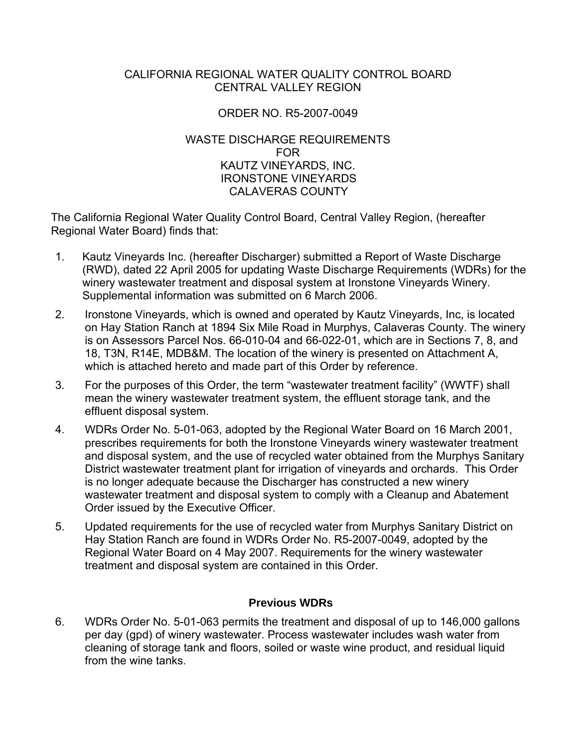CALIFORNIA REGIONAL WATER QUALITY CONTROL BOARD
CENTRAL VALLEY REGION

ORDER NO. R5-2007-0049

WASTE DISCHARGE REQUIREMENTS
FOR
KAUTZ VINEYARDS, INC.
IRONSTONE VINEYARDS
CALAVERAS COUNTY

The California Regional Water Quality Control Board, Central Valley Region, (hereafter Regional Water Board) finds that:

1. Kautz Vineyards Inc. (hereafter Discharger) submitted a Report of Waste Discharge (RWD), dated 22 April 2005 for updating Waste Discharge Requirements (WDRs) for the winery wastewater treatment and disposal system at Ironstone Vineyards Winery. Supplemental information was submitted on 6 March 2006.

2. Ironstone Vineyards, which is owned and operated by Kautz Vineyards, Inc, is located on Hay Station Ranch at 1894 Six Mile Road in Murphys, Calaveras County. The winery is on Assessors Parcel Nos. 66-010-04 and 66-022-01, which are in Sections 7, 8, and 18, T3N, R14E, MDB&M. The location of the winery is presented on Attachment A, which is attached hereto and made part of this Order by reference.

3. For the purposes of this Order, the term "wastewater treatment facility" (WWTF) shall mean the winery wastewater treatment system, the effluent storage tank, and the effluent disposal system.

4. WDRs Order No. 5-01-063, adopted by the Regional Water Board on 16 March 2001, prescribes requirements for both the Ironstone Vineyards winery wastewater treatment and disposal system, and the use of recycled water obtained from the Murphys Sanitary District wastewater treatment plant for irrigation of vineyards and orchards. This Order is no longer adequate because the Discharger has constructed a new winery wastewater treatment and disposal system to comply with a Cleanup and Abatement Order issued by the Executive Officer.

5. Updated requirements for the use of recycled water from Murphys Sanitary District on Hay Station Ranch are found in WDRs Order No. R5-2007-0049, adopted by the Regional Water Board on 4 May 2007. Requirements for the winery wastewater treatment and disposal system are contained in this Order.

### Previous WDRs

6. WDRs Order No. 5-01-063 permits the treatment and disposal of up to 146,000 gallons per day (gpd) of winery wastewater. Process wastewater includes wash water from cleaning of storage tank and floors, soiled or waste wine product, and residual liquid from the wine tanks.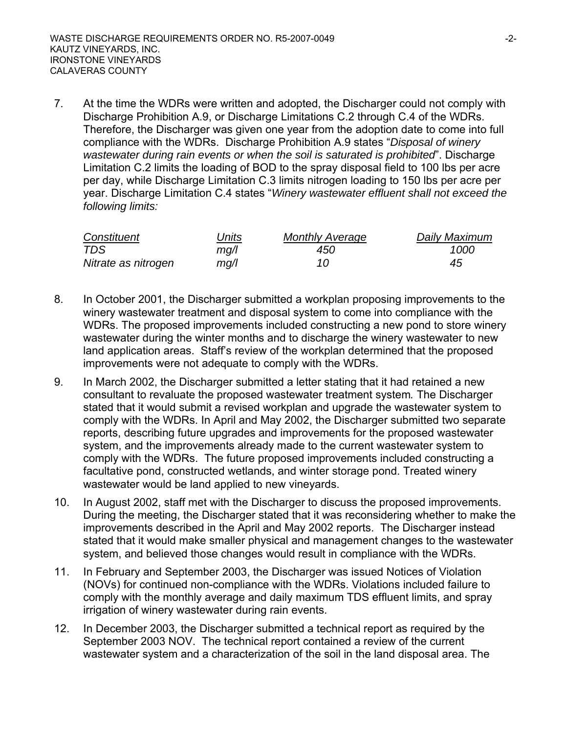7. At the time the WDRs were written and adopted, the Discharger could not comply with Discharge Prohibition A.9, or Discharge Limitations C.2 through C.4 of the WDRs. Therefore, the Discharger was given one year from the adoption date to come into full compliance with the WDRs. Discharge Prohibition A.9 states "*Disposal of winery wastewater during rain events or when the soil is saturated is prohibited*". Discharge Limitation C.2 limits the loading of BOD to the spray disposal field to 100 lbs per acre per day, while Discharge Limitation C.3 limits nitrogen loading to 150 lbs per acre per year. Discharge Limitation C.4 states "*Winery wastewater effluent shall not exceed the following limits:*

| *Constituent* | *Units* | *Monthly Average* | *Daily Maximum* |
|---|---|---|---|
| *TDS* | *mg/l* | *450* | *1000* |
| *Nitrate as nitrogen* | *mg/l* | *10* | *45* |

8. In October 2001, the Discharger submitted a workplan proposing improvements to the winery wastewater treatment and disposal system to come into compliance with the WDRs. The proposed improvements included constructing a new pond to store winery wastewater during the winter months and to discharge the winery wastewater to new land application areas. Staff's review of the workplan determined that the proposed improvements were not adequate to comply with the WDRs.

9. In March 2002, the Discharger submitted a letter stating that it had retained a new consultant to revaluate the proposed wastewater treatment system. The Discharger stated that it would submit a revised workplan and upgrade the wastewater system to comply with the WDRs. In April and May 2002, the Discharger submitted two separate reports, describing future upgrades and improvements for the proposed wastewater system, and the improvements already made to the current wastewater system to comply with the WDRs. The future proposed improvements included constructing a facultative pond, constructed wetlands, and winter storage pond. Treated winery wastewater would be land applied to new vineyards.

10. In August 2002, staff met with the Discharger to discuss the proposed improvements. During the meeting, the Discharger stated that it was reconsidering whether to make the improvements described in the April and May 2002 reports. The Discharger instead stated that it would make smaller physical and management changes to the wastewater system, and believed those changes would result in compliance with the WDRs.

11. In February and September 2003, the Discharger was issued Notices of Violation (NOVs) for continued non-compliance with the WDRs. Violations included failure to comply with the monthly average and daily maximum TDS effluent limits, and spray irrigation of winery wastewater during rain events.

12. In December 2003, the Discharger submitted a technical report as required by the September 2003 NOV. The technical report contained a review of the current wastewater system and a characterization of the soil in the land disposal area. The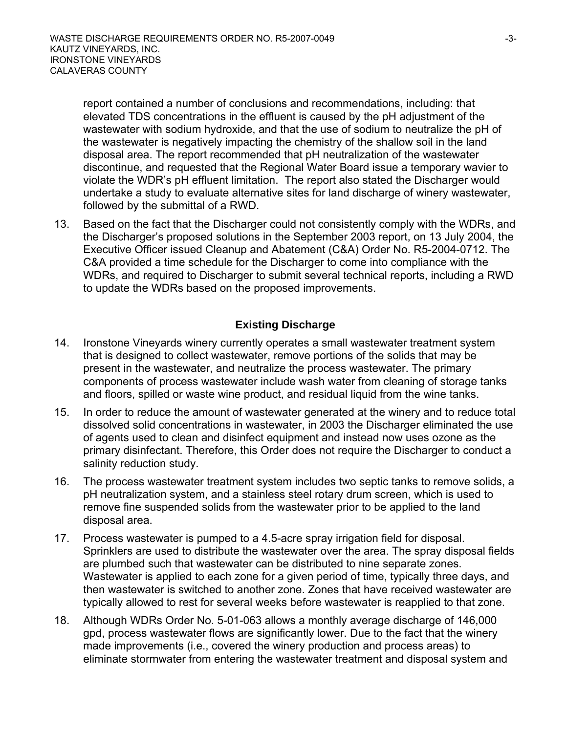report contained a number of conclusions and recommendations, including: that elevated TDS concentrations in the effluent is caused by the pH adjustment of the wastewater with sodium hydroxide, and that the use of sodium to neutralize the pH of the wastewater is negatively impacting the chemistry of the shallow soil in the land disposal area. The report recommended that pH neutralization of the wastewater discontinue, and requested that the Regional Water Board issue a temporary wavier to violate the WDR's pH effluent limitation. The report also stated the Discharger would undertake a study to evaluate alternative sites for land discharge of winery wastewater, followed by the submittal of a RWD.

13. Based on the fact that the Discharger could not consistently comply with the WDRs, and the Discharger's proposed solutions in the September 2003 report, on 13 July 2004, the Executive Officer issued Cleanup and Abatement (C&A) Order No. R5-2004-0712. The C&A provided a time schedule for the Discharger to come into compliance with the WDRs, and required to Discharger to submit several technical reports, including a RWD to update the WDRs based on the proposed improvements.

### Existing Discharge

14. Ironstone Vineyards winery currently operates a small wastewater treatment system that is designed to collect wastewater, remove portions of the solids that may be present in the wastewater, and neutralize the process wastewater. The primary components of process wastewater include wash water from cleaning of storage tanks and floors, spilled or waste wine product, and residual liquid from the wine tanks.

15. In order to reduce the amount of wastewater generated at the winery and to reduce total dissolved solid concentrations in wastewater, in 2003 the Discharger eliminated the use of agents used to clean and disinfect equipment and instead now uses ozone as the primary disinfectant. Therefore, this Order does not require the Discharger to conduct a salinity reduction study.

16. The process wastewater treatment system includes two septic tanks to remove solids, a pH neutralization system, and a stainless steel rotary drum screen, which is used to remove fine suspended solids from the wastewater prior to be applied to the land disposal area.

17. Process wastewater is pumped to a 4.5-acre spray irrigation field for disposal. Sprinklers are used to distribute the wastewater over the area. The spray disposal fields are plumbed such that wastewater can be distributed to nine separate zones. Wastewater is applied to each zone for a given period of time, typically three days, and then wastewater is switched to another zone. Zones that have received wastewater are typically allowed to rest for several weeks before wastewater is reapplied to that zone.

18. Although WDRs Order No. 5-01-063 allows a monthly average discharge of 146,000 gpd, process wastewater flows are significantly lower. Due to the fact that the winery made improvements (i.e., covered the winery production and process areas) to eliminate stormwater from entering the wastewater treatment and disposal system and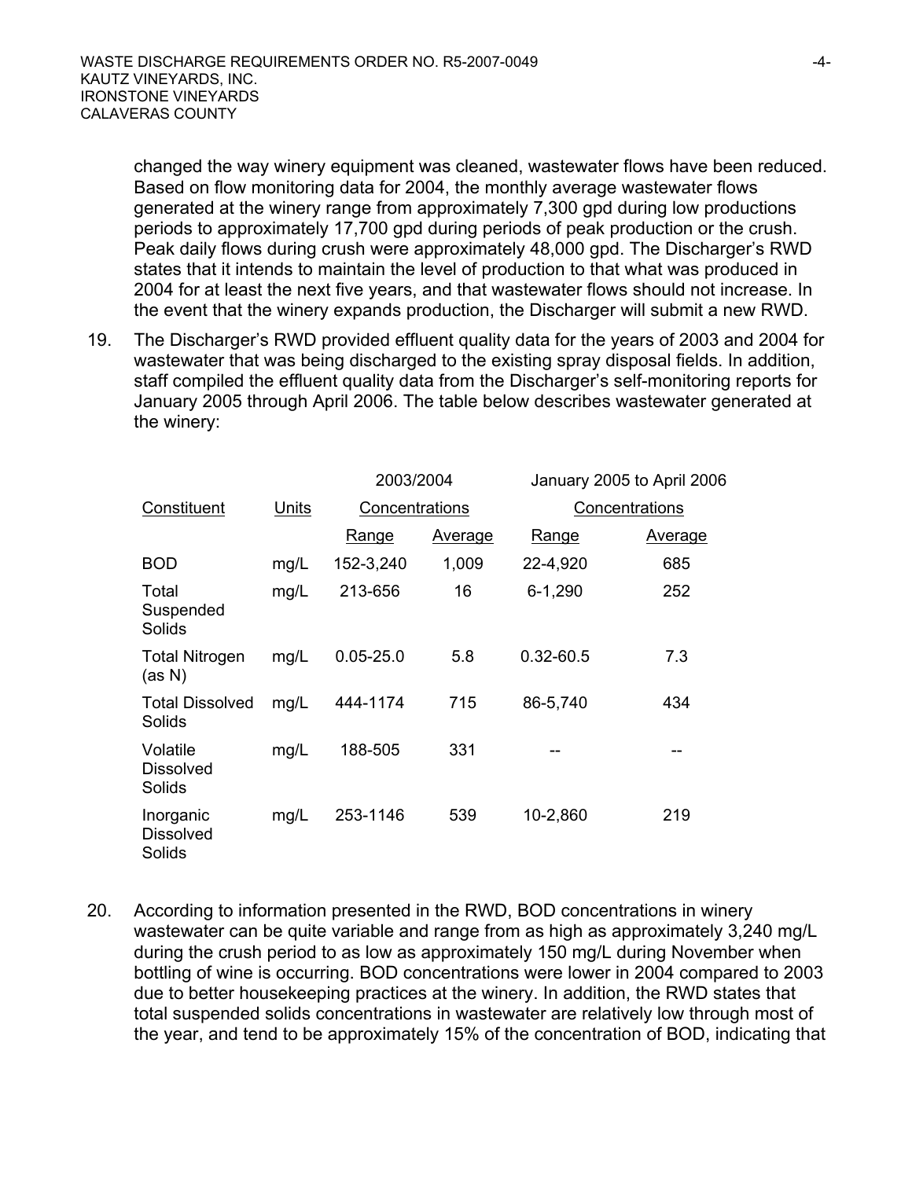changed the way winery equipment was cleaned, wastewater flows have been reduced. Based on flow monitoring data for 2004, the monthly average wastewater flows generated at the winery range from approximately 7,300 gpd during low productions periods to approximately 17,700 gpd during periods of peak production or the crush. Peak daily flows during crush were approximately 48,000 gpd. The Discharger's RWD states that it intends to maintain the level of production to that what was produced in 2004 for at least the next five years, and that wastewater flows should not increase. In the event that the winery expands production, the Discharger will submit a new RWD.

19. The Discharger's RWD provided effluent quality data for the years of 2003 and 2004 for wastewater that was being discharged to the existing spray disposal fields. In addition, staff compiled the effluent quality data from the Discharger's self-monitoring reports for January 2005 through April 2006. The table below describes wastewater generated at the winery:

| Constituent | Units | 2003/2004 Concentrations | | January 2005 to April 2006 Concentrations | |
|---|---|---|---|---|---|
| | | Range | Average | Range | Average |
| BOD | mg/L | 152-3,240 | 1,009 | 22-4,920 | 685 |
| Total Suspended Solids | mg/L | 213-656 | 16 | 6-1,290 | 252 |
| Total Nitrogen (as N) | mg/L | 0.05-25.0 | 5.8 | 0.32-60.5 | 7.3 |
| Total Dissolved Solids | mg/L | 444-1174 | 715 | 86-5,740 | 434 |
| Volatile Dissolved Solids | mg/L | 188-505 | 331 | -- | -- |
| Inorganic Dissolved Solids | mg/L | 253-1146 | 539 | 10-2,860 | 219 |

20. According to information presented in the RWD, BOD concentrations in winery wastewater can be quite variable and range from as high as approximately 3,240 mg/L during the crush period to as low as approximately 150 mg/L during November when bottling of wine is occurring. BOD concentrations were lower in 2004 compared to 2003 due to better housekeeping practices at the winery. In addition, the RWD states that total suspended solids concentrations in wastewater are relatively low through most of the year, and tend to be approximately 15% of the concentration of BOD, indicating that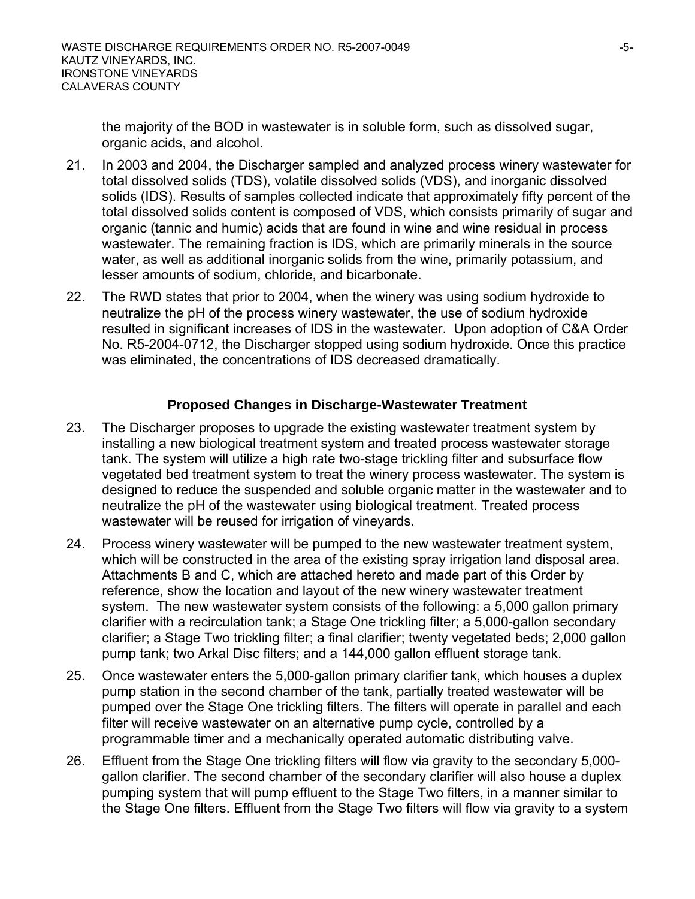the majority of the BOD in wastewater is in soluble form, such as dissolved sugar, organic acids, and alcohol.

21. In 2003 and 2004, the Discharger sampled and analyzed process winery wastewater for total dissolved solids (TDS), volatile dissolved solids (VDS), and inorganic dissolved solids (IDS). Results of samples collected indicate that approximately fifty percent of the total dissolved solids content is composed of VDS, which consists primarily of sugar and organic (tannic and humic) acids that are found in wine and wine residual in process wastewater. The remaining fraction is IDS, which are primarily minerals in the source water, as well as additional inorganic solids from the wine, primarily potassium, and lesser amounts of sodium, chloride, and bicarbonate.

22. The RWD states that prior to 2004, when the winery was using sodium hydroxide to neutralize the pH of the process winery wastewater, the use of sodium hydroxide resulted in significant increases of IDS in the wastewater. Upon adoption of C&A Order No. R5-2004-0712, the Discharger stopped using sodium hydroxide. Once this practice was eliminated, the concentrations of IDS decreased dramatically.

### Proposed Changes in Discharge-Wastewater Treatment

23. The Discharger proposes to upgrade the existing wastewater treatment system by installing a new biological treatment system and treated process wastewater storage tank. The system will utilize a high rate two-stage trickling filter and subsurface flow vegetated bed treatment system to treat the winery process wastewater. The system is designed to reduce the suspended and soluble organic matter in the wastewater and to neutralize the pH of the wastewater using biological treatment. Treated process wastewater will be reused for irrigation of vineyards.

24. Process winery wastewater will be pumped to the new wastewater treatment system, which will be constructed in the area of the existing spray irrigation land disposal area. Attachments B and C, which are attached hereto and made part of this Order by reference, show the location and layout of the new winery wastewater treatment system. The new wastewater system consists of the following: a 5,000 gallon primary clarifier with a recirculation tank; a Stage One trickling filter; a 5,000-gallon secondary clarifier; a Stage Two trickling filter; a final clarifier; twenty vegetated beds; 2,000 gallon pump tank; two Arkal Disc filters; and a 144,000 gallon effluent storage tank.

25. Once wastewater enters the 5,000-gallon primary clarifier tank, which houses a duplex pump station in the second chamber of the tank, partially treated wastewater will be pumped over the Stage One trickling filters. The filters will operate in parallel and each filter will receive wastewater on an alternative pump cycle, controlled by a programmable timer and a mechanically operated automatic distributing valve.

26. Effluent from the Stage One trickling filters will flow via gravity to the secondary 5,000-gallon clarifier. The second chamber of the secondary clarifier will also house a duplex pumping system that will pump effluent to the Stage Two filters, in a manner similar to the Stage One filters. Effluent from the Stage Two filters will flow via gravity to a system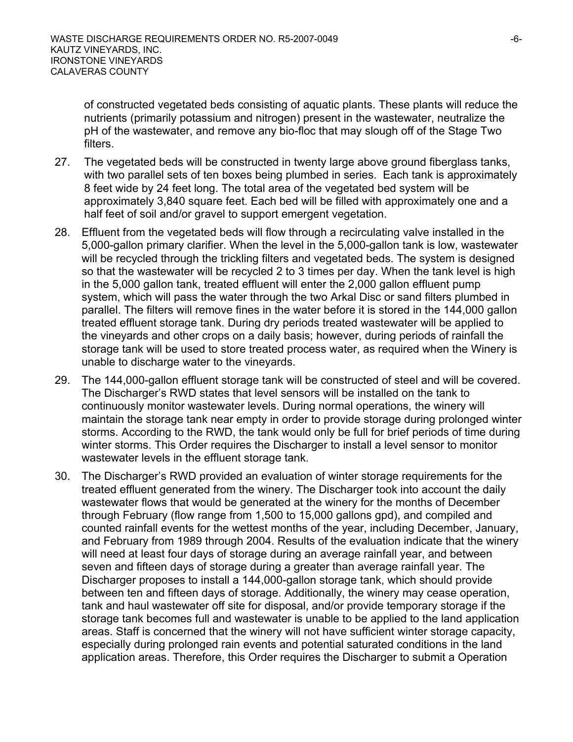of constructed vegetated beds consisting of aquatic plants. These plants will reduce the nutrients (primarily potassium and nitrogen) present in the wastewater, neutralize the pH of the wastewater, and remove any bio-floc that may slough off of the Stage Two filters.

27. The vegetated beds will be constructed in twenty large above ground fiberglass tanks, with two parallel sets of ten boxes being plumbed in series. Each tank is approximately 8 feet wide by 24 feet long. The total area of the vegetated bed system will be approximately 3,840 square feet. Each bed will be filled with approximately one and a half feet of soil and/or gravel to support emergent vegetation.

28. Effluent from the vegetated beds will flow through a recirculating valve installed in the 5,000-gallon primary clarifier. When the level in the 5,000-gallon tank is low, wastewater will be recycled through the trickling filters and vegetated beds. The system is designed so that the wastewater will be recycled 2 to 3 times per day. When the tank level is high in the 5,000 gallon tank, treated effluent will enter the 2,000 gallon effluent pump system, which will pass the water through the two Arkal Disc or sand filters plumbed in parallel. The filters will remove fines in the water before it is stored in the 144,000 gallon treated effluent storage tank. During dry periods treated wastewater will be applied to the vineyards and other crops on a daily basis; however, during periods of rainfall the storage tank will be used to store treated process water, as required when the Winery is unable to discharge water to the vineyards.

29. The 144,000-gallon effluent storage tank will be constructed of steel and will be covered. The Discharger's RWD states that level sensors will be installed on the tank to continuously monitor wastewater levels. During normal operations, the winery will maintain the storage tank near empty in order to provide storage during prolonged winter storms. According to the RWD, the tank would only be full for brief periods of time during winter storms. This Order requires the Discharger to install a level sensor to monitor wastewater levels in the effluent storage tank.

30. The Discharger's RWD provided an evaluation of winter storage requirements for the treated effluent generated from the winery. The Discharger took into account the daily wastewater flows that would be generated at the winery for the months of December through February (flow range from 1,500 to 15,000 gallons gpd), and compiled and counted rainfall events for the wettest months of the year, including December, January, and February from 1989 through 2004. Results of the evaluation indicate that the winery will need at least four days of storage during an average rainfall year, and between seven and fifteen days of storage during a greater than average rainfall year. The Discharger proposes to install a 144,000-gallon storage tank, which should provide between ten and fifteen days of storage. Additionally, the winery may cease operation, tank and haul wastewater off site for disposal, and/or provide temporary storage if the storage tank becomes full and wastewater is unable to be applied to the land application areas. Staff is concerned that the winery will not have sufficient winter storage capacity, especially during prolonged rain events and potential saturated conditions in the land application areas. Therefore, this Order requires the Discharger to submit a Operation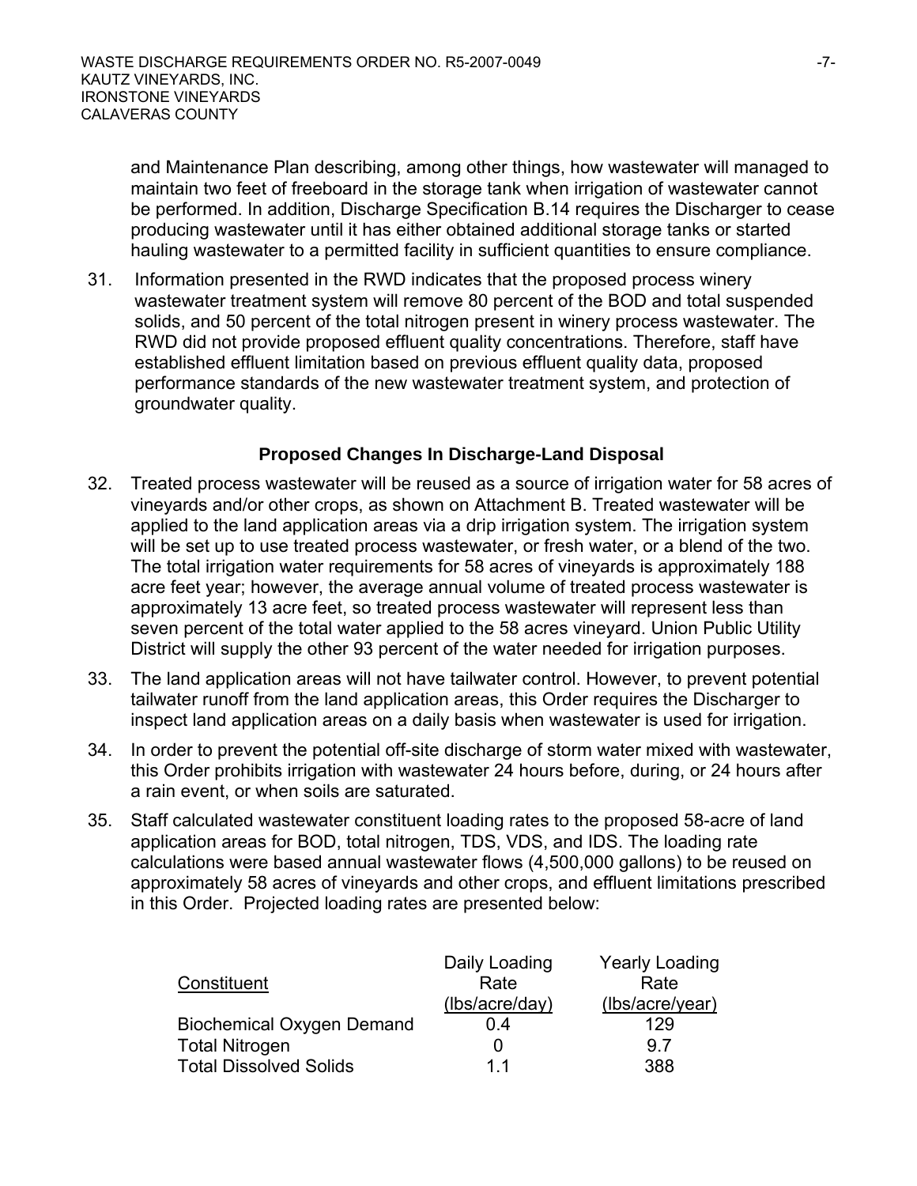and Maintenance Plan describing, among other things, how wastewater will managed to maintain two feet of freeboard in the storage tank when irrigation of wastewater cannot be performed. In addition, Discharge Specification B.14 requires the Discharger to cease producing wastewater until it has either obtained additional storage tanks or started hauling wastewater to a permitted facility in sufficient quantities to ensure compliance.

31. Information presented in the RWD indicates that the proposed process winery wastewater treatment system will remove 80 percent of the BOD and total suspended solids, and 50 percent of the total nitrogen present in winery process wastewater. The RWD did not provide proposed effluent quality concentrations. Therefore, staff have established effluent limitation based on previous effluent quality data, proposed performance standards of the new wastewater treatment system, and protection of groundwater quality.

### Proposed Changes In Discharge-Land Disposal

32. Treated process wastewater will be reused as a source of irrigation water for 58 acres of vineyards and/or other crops, as shown on Attachment B. Treated wastewater will be applied to the land application areas via a drip irrigation system. The irrigation system will be set up to use treated process wastewater, or fresh water, or a blend of the two. The total irrigation water requirements for 58 acres of vineyards is approximately 188 acre feet year; however, the average annual volume of treated process wastewater is approximately 13 acre feet, so treated process wastewater will represent less than seven percent of the total water applied to the 58 acres vineyard. Union Public Utility District will supply the other 93 percent of the water needed for irrigation purposes.

33. The land application areas will not have tailwater control. However, to prevent potential tailwater runoff from the land application areas, this Order requires the Discharger to inspect land application areas on a daily basis when wastewater is used for irrigation.

34. In order to prevent the potential off-site discharge of storm water mixed with wastewater, this Order prohibits irrigation with wastewater 24 hours before, during, or 24 hours after a rain event, or when soils are saturated.

35. Staff calculated wastewater constituent loading rates to the proposed 58-acre of land application areas for BOD, total nitrogen, TDS, VDS, and IDS. The loading rate calculations were based annual wastewater flows (4,500,000 gallons) to be reused on approximately 58 acres of vineyards and other crops, and effluent limitations prescribed in this Order. Projected loading rates are presented below:

| Constituent | Daily Loading Rate (lbs/acre/day) | Yearly Loading Rate (lbs/acre/year) |
|---|---|---|
| Biochemical Oxygen Demand | 0.4 | 129 |
| Total Nitrogen | 0 | 9.7 |
| Total Dissolved Solids | 1.1 | 388 |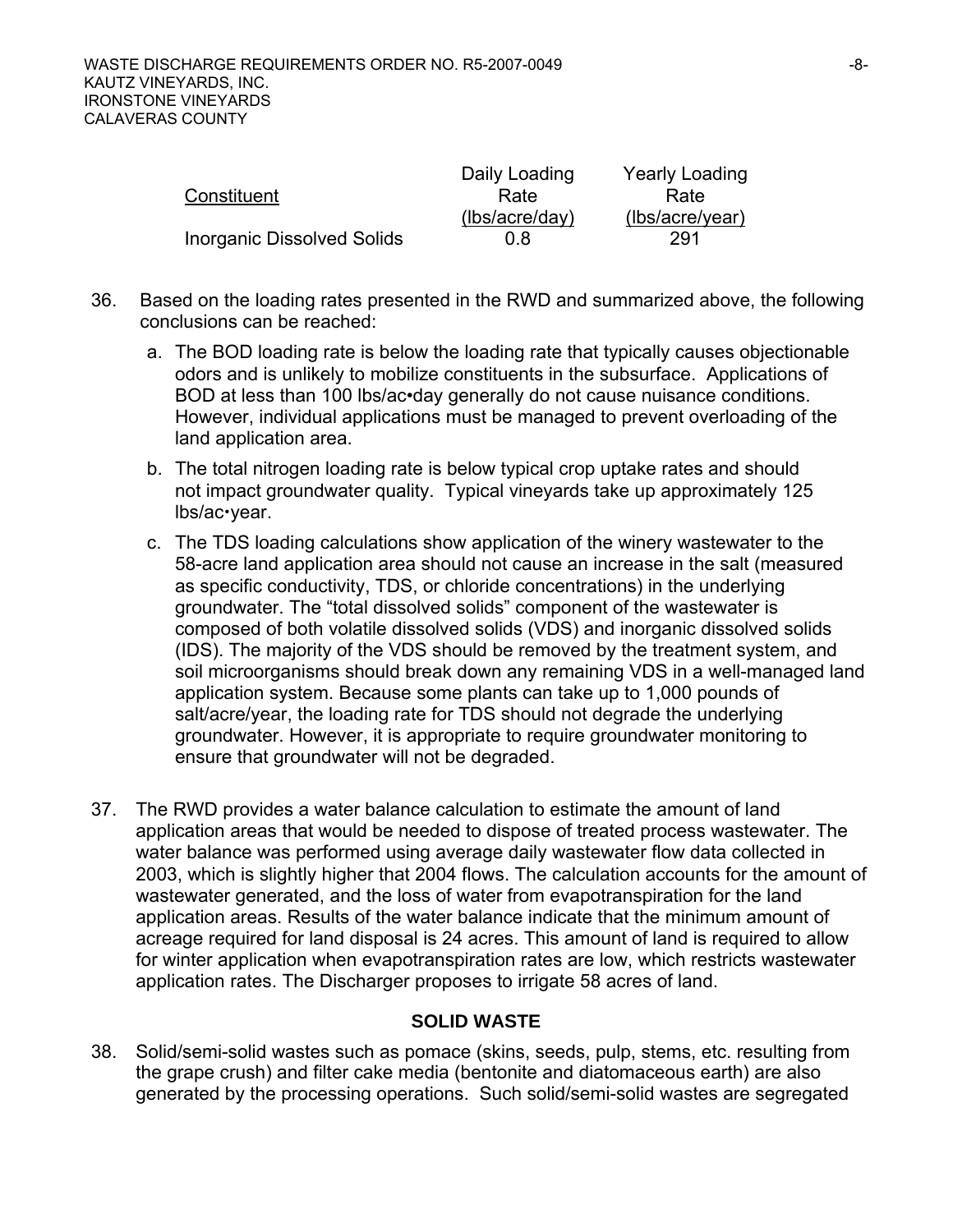| Constituent | Daily Loading Rate (lbs/acre/day) | Yearly Loading Rate (lbs/acre/year) |
|---|---|---|
| Inorganic Dissolved Solids | 0.8 | 291 |

36. Based on the loading rates presented in the RWD and summarized above, the following conclusions can be reached:

    a. The BOD loading rate is below the loading rate that typically causes objectionable odors and is unlikely to mobilize constituents in the subsurface. Applications of BOD at less than 100 lbs/ac•day generally do not cause nuisance conditions. However, individual applications must be managed to prevent overloading of the land application area.

    b. The total nitrogen loading rate is below typical crop uptake rates and should not impact groundwater quality. Typical vineyards take up approximately 125 lbs/ac•year.

    c. The TDS loading calculations show application of the winery wastewater to the 58-acre land application area should not cause an increase in the salt (measured as specific conductivity, TDS, or chloride concentrations) in the underlying groundwater. The "total dissolved solids" component of the wastewater is composed of both volatile dissolved solids (VDS) and inorganic dissolved solids (IDS). The majority of the VDS should be removed by the treatment system, and soil microorganisms should break down any remaining VDS in a well-managed land application system. Because some plants can take up to 1,000 pounds of salt/acre/year, the loading rate for TDS should not degrade the underlying groundwater. However, it is appropriate to require groundwater monitoring to ensure that groundwater will not be degraded.

37. The RWD provides a water balance calculation to estimate the amount of land application areas that would be needed to dispose of treated process wastewater. The water balance was performed using average daily wastewater flow data collected in 2003, which is slightly higher that 2004 flows. The calculation accounts for the amount of wastewater generated, and the loss of water from evapotranspiration for the land application areas. Results of the water balance indicate that the minimum amount of acreage required for land disposal is 24 acres. This amount of land is required to allow for winter application when evapotranspiration rates are low, which restricts wastewater application rates. The Discharger proposes to irrigate 58 acres of land.

## SOLID WASTE

38. Solid/semi-solid wastes such as pomace (skins, seeds, pulp, stems, etc. resulting from the grape crush) and filter cake media (bentonite and diatomaceous earth) are also generated by the processing operations. Such solid/semi-solid wastes are segregated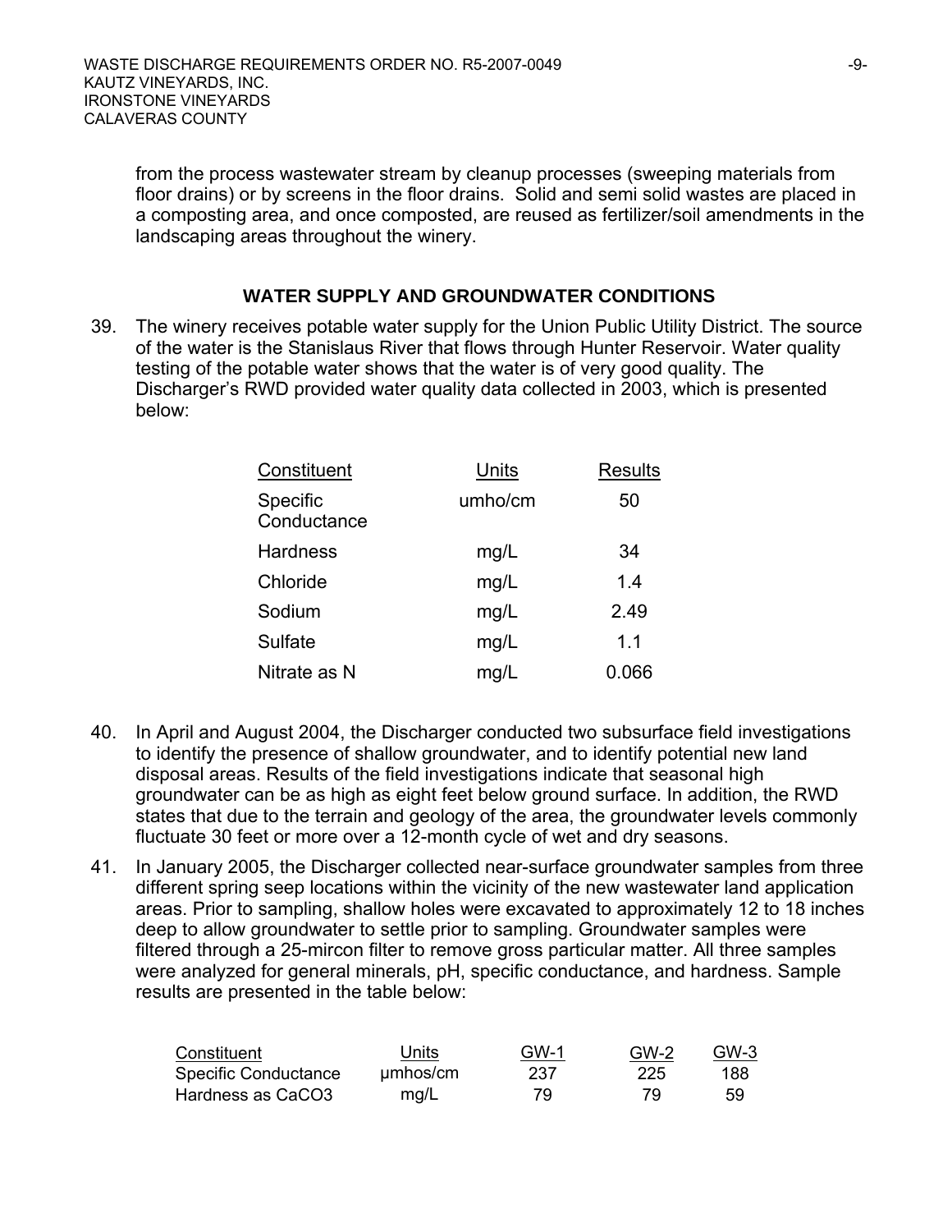from the process wastewater stream by cleanup processes (sweeping materials from floor drains) or by screens in the floor drains. Solid and semi solid wastes are placed in a composting area, and once composted, are reused as fertilizer/soil amendments in the landscaping areas throughout the winery.

## WATER SUPPLY AND GROUNDWATER CONDITIONS

39. The winery receives potable water supply for the Union Public Utility District. The source of the water is the Stanislaus River that flows through Hunter Reservoir. Water quality testing of the potable water shows that the water is of very good quality. The Discharger's RWD provided water quality data collected in 2003, which is presented below:

| Constituent | Units | Results |
|---|---|---|
| Specific Conductance | umho/cm | 50 |
| Hardness | mg/L | 34 |
| Chloride | mg/L | 1.4 |
| Sodium | mg/L | 2.49 |
| Sulfate | mg/L | 1.1 |
| Nitrate as N | mg/L | 0.066 |

40. In April and August 2004, the Discharger conducted two subsurface field investigations to identify the presence of shallow groundwater, and to identify potential new land disposal areas. Results of the field investigations indicate that seasonal high groundwater can be as high as eight feet below ground surface. In addition, the RWD states that due to the terrain and geology of the area, the groundwater levels commonly fluctuate 30 feet or more over a 12-month cycle of wet and dry seasons.

41. In January 2005, the Discharger collected near-surface groundwater samples from three different spring seep locations within the vicinity of the new wastewater land application areas. Prior to sampling, shallow holes were excavated to approximately 12 to 18 inches deep to allow groundwater to settle prior to sampling. Groundwater samples were filtered through a 25-mircon filter to remove gross particular matter. All three samples were analyzed for general minerals, pH, specific conductance, and hardness. Sample results are presented in the table below:

| Constituent | Units | GW-1 | GW-2 | GW-3 |
|---|---|---|---|---|
| Specific Conductance | µmhos/cm | 237 | 225 | 188 |
| Hardness as $CaCO_3$ | mg/L | 79 | 79 | 59 |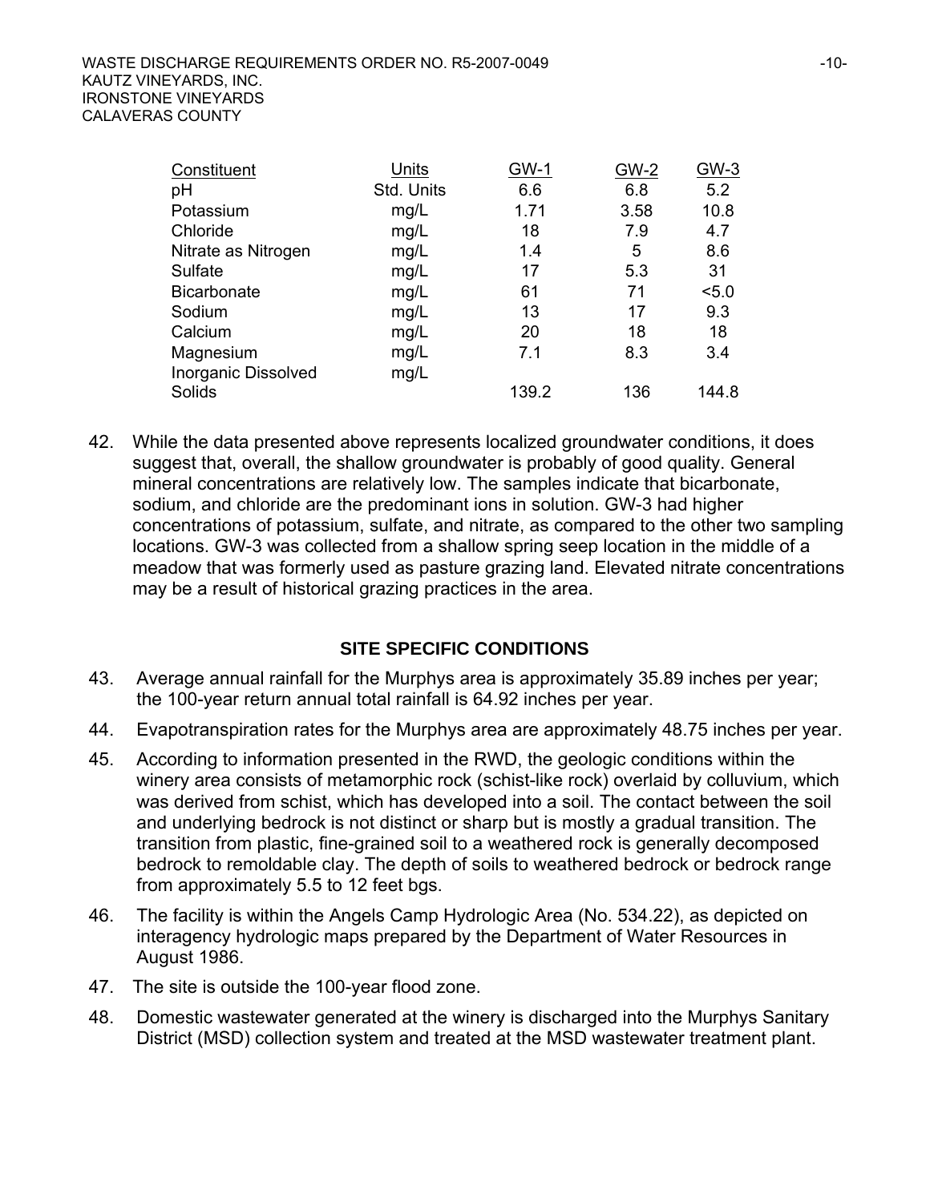| Constituent | Units | GW-1 | GW-2 | GW-3 |
|---|---|---|---|---|
| pH | Std. Units | 6.6 | 6.8 | 5.2 |
| Potassium | mg/L | 1.71 | 3.58 | 10.8 |
| Chloride | mg/L | 18 | 7.9 | 4.7 |
| Nitrate as Nitrogen | mg/L | 1.4 | 5 | 8.6 |
| Sulfate | mg/L | 17 | 5.3 | 31 |
| Bicarbonate | mg/L | 61 | 71 | <5.0 |
| Sodium | mg/L | 13 | 17 | 9.3 |
| Calcium | mg/L | 20 | 18 | 18 |
| Magnesium | mg/L | 7.1 | 8.3 | 3.4 |
| Inorganic Dissolved Solids | mg/L | 139.2 | 136 | 144.8 |

42. While the data presented above represents localized groundwater conditions, it does suggest that, overall, the shallow groundwater is probably of good quality. General mineral concentrations are relatively low. The samples indicate that bicarbonate, sodium, and chloride are the predominant ions in solution. GW-3 had higher concentrations of potassium, sulfate, and nitrate, as compared to the other two sampling locations. GW-3 was collected from a shallow spring seep location in the middle of a meadow that was formerly used as pasture grazing land. Elevated nitrate concentrations may be a result of historical grazing practices in the area.

## SITE SPECIFIC CONDITIONS

43. Average annual rainfall for the Murphys area is approximately 35.89 inches per year; the 100-year return annual total rainfall is 64.92 inches per year.

44. Evapotranspiration rates for the Murphys area are approximately 48.75 inches per year.

45. According to information presented in the RWD, the geologic conditions within the winery area consists of metamorphic rock (schist-like rock) overlaid by colluvium, which was derived from schist, which has developed into a soil. The contact between the soil and underlying bedrock is not distinct or sharp but is mostly a gradual transition. The transition from plastic, fine-grained soil to a weathered rock is generally decomposed bedrock to remoldable clay. The depth of soils to weathered bedrock or bedrock range from approximately 5.5 to 12 feet bgs.

46. The facility is within the Angels Camp Hydrologic Area (No. 534.22), as depicted on interagency hydrologic maps prepared by the Department of Water Resources in August 1986.

47. The site is outside the 100-year flood zone.

48. Domestic wastewater generated at the winery is discharged into the Murphys Sanitary District (MSD) collection system and treated at the MSD wastewater treatment plant.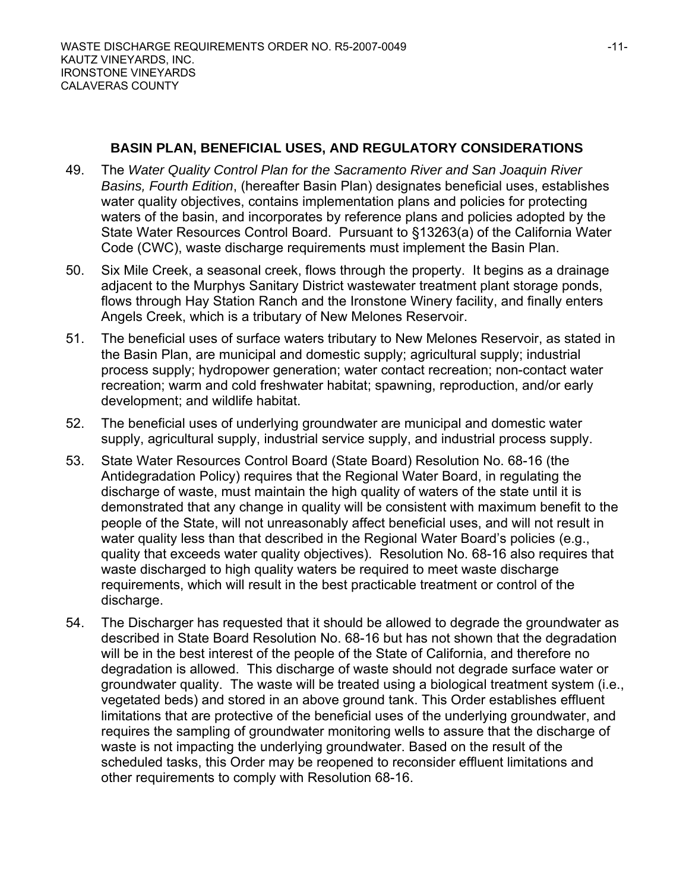## BASIN PLAN, BENEFICIAL USES, AND REGULATORY CONSIDERATIONS

49. The *Water Quality Control Plan for the Sacramento River and San Joaquin River Basins, Fourth Edition*, (hereafter Basin Plan) designates beneficial uses, establishes water quality objectives, contains implementation plans and policies for protecting waters of the basin, and incorporates by reference plans and policies adopted by the State Water Resources Control Board. Pursuant to §13263(a) of the California Water Code (CWC), waste discharge requirements must implement the Basin Plan.

50. Six Mile Creek, a seasonal creek, flows through the property. It begins as a drainage adjacent to the Murphys Sanitary District wastewater treatment plant storage ponds, flows through Hay Station Ranch and the Ironstone Winery facility, and finally enters Angels Creek, which is a tributary of New Melones Reservoir.

51. The beneficial uses of surface waters tributary to New Melones Reservoir, as stated in the Basin Plan, are municipal and domestic supply; agricultural supply; industrial process supply; hydropower generation; water contact recreation; non-contact water recreation; warm and cold freshwater habitat; spawning, reproduction, and/or early development; and wildlife habitat.

52. The beneficial uses of underlying groundwater are municipal and domestic water supply, agricultural supply, industrial service supply, and industrial process supply.

53. State Water Resources Control Board (State Board) Resolution No. 68-16 (the Antidegradation Policy) requires that the Regional Water Board, in regulating the discharge of waste, must maintain the high quality of waters of the state until it is demonstrated that any change in quality will be consistent with maximum benefit to the people of the State, will not unreasonably affect beneficial uses, and will not result in water quality less than that described in the Regional Water Board's policies (e.g., quality that exceeds water quality objectives). Resolution No. 68-16 also requires that waste discharged to high quality waters be required to meet waste discharge requirements, which will result in the best practicable treatment or control of the discharge.

54. The Discharger has requested that it should be allowed to degrade the groundwater as described in State Board Resolution No. 68-16 but has not shown that the degradation will be in the best interest of the people of the State of California, and therefore no degradation is allowed. This discharge of waste should not degrade surface water or groundwater quality. The waste will be treated using a biological treatment system (i.e., vegetated beds) and stored in an above ground tank. This Order establishes effluent limitations that are protective of the beneficial uses of the underlying groundwater, and requires the sampling of groundwater monitoring wells to assure that the discharge of waste is not impacting the underlying groundwater. Based on the result of the scheduled tasks, this Order may be reopened to reconsider effluent limitations and other requirements to comply with Resolution 68-16.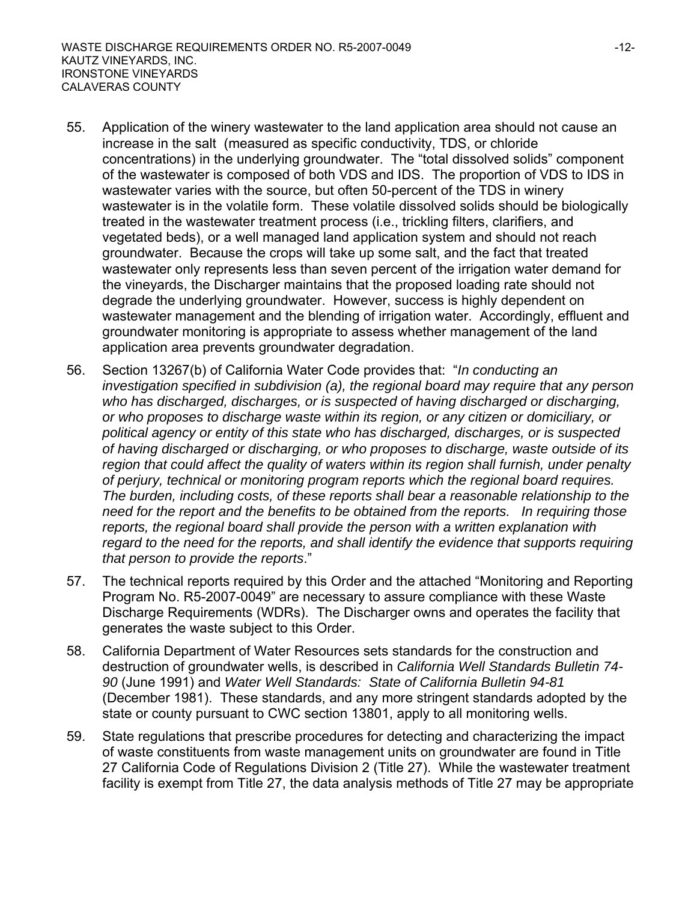55. Application of the winery wastewater to the land application area should not cause an increase in the salt (measured as specific conductivity, TDS, or chloride concentrations) in the underlying groundwater. The "total dissolved solids" component of the wastewater is composed of both VDS and IDS. The proportion of VDS to IDS in wastewater varies with the source, but often 50-percent of the TDS in winery wastewater is in the volatile form. These volatile dissolved solids should be biologically treated in the wastewater treatment process (i.e., trickling filters, clarifiers, and vegetated beds), or a well managed land application system and should not reach groundwater. Because the crops will take up some salt, and the fact that treated wastewater only represents less than seven percent of the irrigation water demand for the vineyards, the Discharger maintains that the proposed loading rate should not degrade the underlying groundwater. However, success is highly dependent on wastewater management and the blending of irrigation water. Accordingly, effluent and groundwater monitoring is appropriate to assess whether management of the land application area prevents groundwater degradation.

56. Section 13267(b) of California Water Code provides that: "*In conducting an investigation specified in subdivision (a), the regional board may require that any person who has discharged, discharges, or is suspected of having discharged or discharging, or who proposes to discharge waste within its region, or any citizen or domiciliary, or political agency or entity of this state who has discharged, discharges, or is suspected of having discharged or discharging, or who proposes to discharge, waste outside of its region that could affect the quality of waters within its region shall furnish, under penalty of perjury, technical or monitoring program reports which the regional board requires. The burden, including costs, of these reports shall bear a reasonable relationship to the need for the report and the benefits to be obtained from the reports. In requiring those reports, the regional board shall provide the person with a written explanation with regard to the need for the reports, and shall identify the evidence that supports requiring that person to provide the reports*."

57. The technical reports required by this Order and the attached "Monitoring and Reporting Program No. R5-2007-0049" are necessary to assure compliance with these Waste Discharge Requirements (WDRs). The Discharger owns and operates the facility that generates the waste subject to this Order.

58. California Department of Water Resources sets standards for the construction and destruction of groundwater wells, is described in *California Well Standards Bulletin 74-90* (June 1991) and *Water Well Standards: State of California Bulletin 94-81* (December 1981). These standards, and any more stringent standards adopted by the state or county pursuant to CWC section 13801, apply to all monitoring wells.

59. State regulations that prescribe procedures for detecting and characterizing the impact of waste constituents from waste management units on groundwater are found in Title 27 California Code of Regulations Division 2 (Title 27). While the wastewater treatment facility is exempt from Title 27, the data analysis methods of Title 27 may be appropriate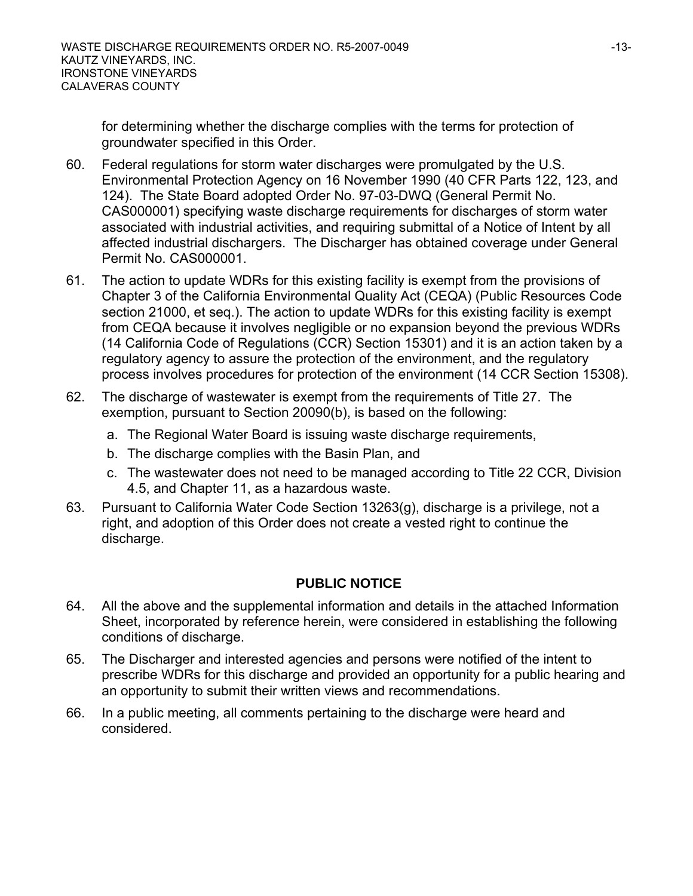for determining whether the discharge complies with the terms for protection of groundwater specified in this Order.

60. Federal regulations for storm water discharges were promulgated by the U.S. Environmental Protection Agency on 16 November 1990 (40 CFR Parts 122, 123, and 124). The State Board adopted Order No. 97-03-DWQ (General Permit No. CAS000001) specifying waste discharge requirements for discharges of storm water associated with industrial activities, and requiring submittal of a Notice of Intent by all affected industrial dischargers. The Discharger has obtained coverage under General Permit No. CAS000001.

61. The action to update WDRs for this existing facility is exempt from the provisions of Chapter 3 of the California Environmental Quality Act (CEQA) (Public Resources Code section 21000, et seq.). The action to update WDRs for this existing facility is exempt from CEQA because it involves negligible or no expansion beyond the previous WDRs (14 California Code of Regulations (CCR) Section 15301) and it is an action taken by a regulatory agency to assure the protection of the environment, and the regulatory process involves procedures for protection of the environment (14 CCR Section 15308).

62. The discharge of wastewater is exempt from the requirements of Title 27. The exemption, pursuant to Section 20090(b), is based on the following:
    a. The Regional Water Board is issuing waste discharge requirements,
    b. The discharge complies with the Basin Plan, and
    c. The wastewater does not need to be managed according to Title 22 CCR, Division 4.5, and Chapter 11, as a hazardous waste.

63. Pursuant to California Water Code Section 13263(g), discharge is a privilege, not a right, and adoption of this Order does not create a vested right to continue the discharge.

## PUBLIC NOTICE

64. All the above and the supplemental information and details in the attached Information Sheet, incorporated by reference herein, were considered in establishing the following conditions of discharge.

65. The Discharger and interested agencies and persons were notified of the intent to prescribe WDRs for this discharge and provided an opportunity for a public hearing and an opportunity to submit their written views and recommendations.

66. In a public meeting, all comments pertaining to the discharge were heard and considered.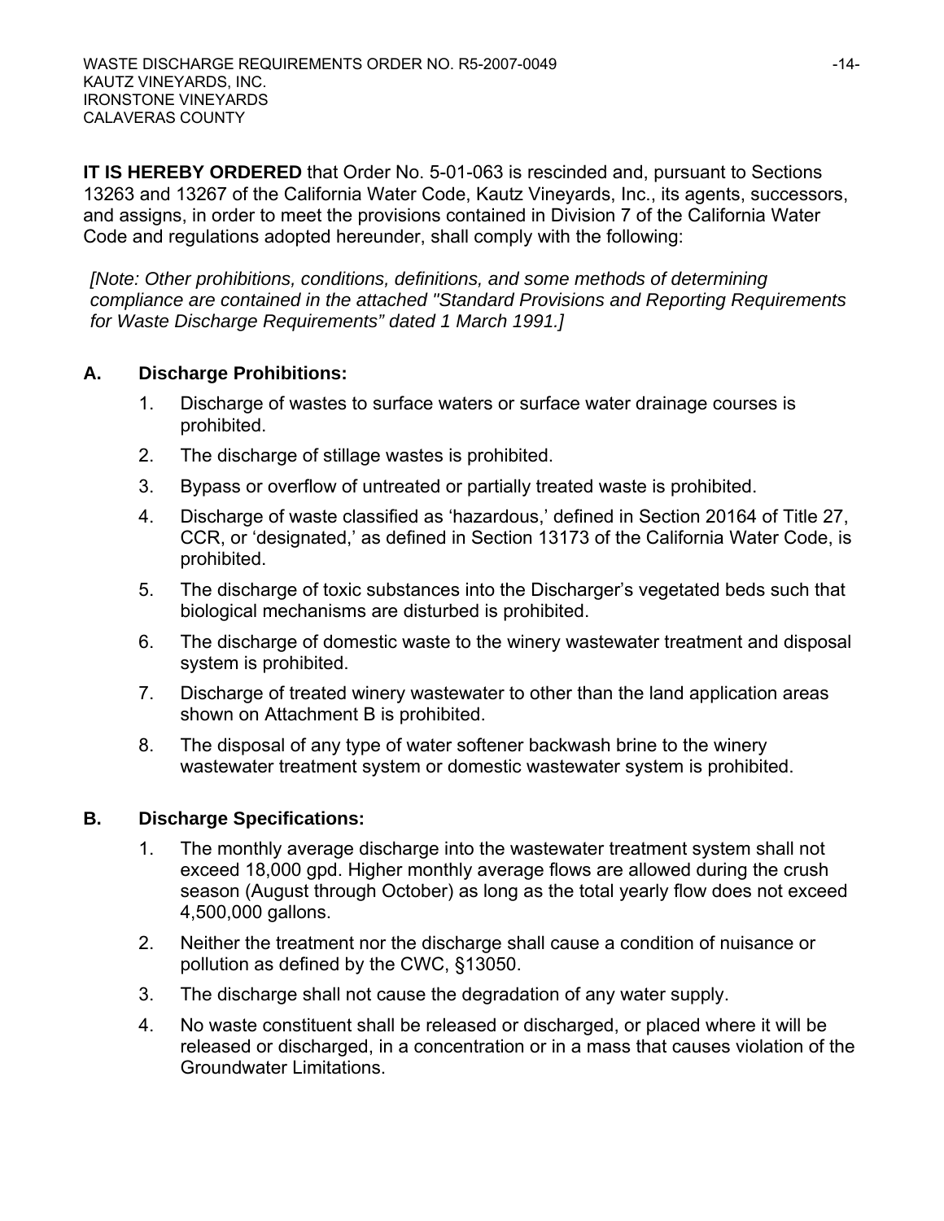**IT IS HEREBY ORDERED** that Order No. 5-01-063 is rescinded and, pursuant to Sections 13263 and 13267 of the California Water Code, Kautz Vineyards, Inc., its agents, successors, and assigns, in order to meet the provisions contained in Division 7 of the California Water Code and regulations adopted hereunder, shall comply with the following:

*[Note: Other prohibitions, conditions, definitions, and some methods of determining compliance are contained in the attached "Standard Provisions and Reporting Requirements for Waste Discharge Requirements" dated 1 March 1991.]*

## A. Discharge Prohibitions:

1. Discharge of wastes to surface waters or surface water drainage courses is prohibited.
2. The discharge of stillage wastes is prohibited.
3. Bypass or overflow of untreated or partially treated waste is prohibited.
4. Discharge of waste classified as 'hazardous,' defined in Section 20164 of Title 27, CCR, or 'designated,' as defined in Section 13173 of the California Water Code, is prohibited.
5. The discharge of toxic substances into the Discharger's vegetated beds such that biological mechanisms are disturbed is prohibited.
6. The discharge of domestic waste to the winery wastewater treatment and disposal system is prohibited.
7. Discharge of treated winery wastewater to other than the land application areas shown on Attachment B is prohibited.
8. The disposal of any type of water softener backwash brine to the winery wastewater treatment system or domestic wastewater system is prohibited.

## B. Discharge Specifications:

1. The monthly average discharge into the wastewater treatment system shall not exceed 18,000 gpd. Higher monthly average flows are allowed during the crush season (August through October) as long as the total yearly flow does not exceed 4,500,000 gallons.
2. Neither the treatment nor the discharge shall cause a condition of nuisance or pollution as defined by the CWC, §13050.
3. The discharge shall not cause the degradation of any water supply.
4. No waste constituent shall be released or discharged, or placed where it will be released or discharged, in a concentration or in a mass that causes violation of the Groundwater Limitations.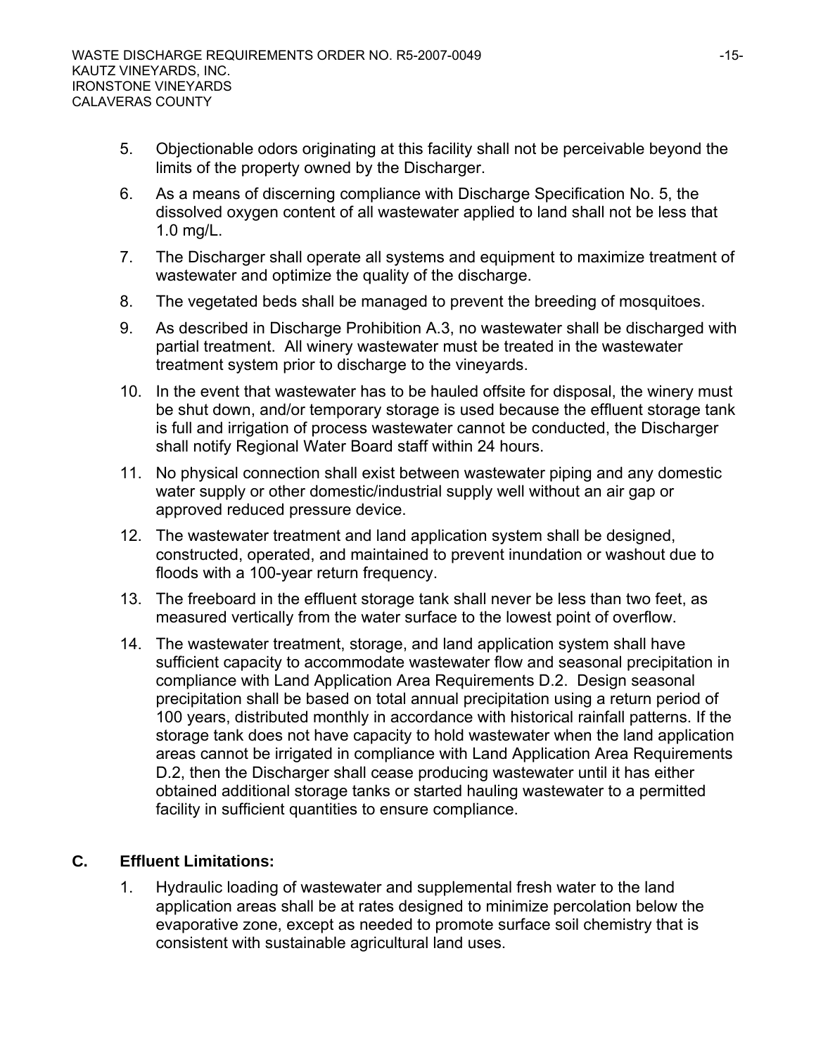5. Objectionable odors originating at this facility shall not be perceivable beyond the limits of the property owned by the Discharger.

6. As a means of discerning compliance with Discharge Specification No. 5, the dissolved oxygen content of all wastewater applied to land shall not be less that 1.0 mg/L.

7. The Discharger shall operate all systems and equipment to maximize treatment of wastewater and optimize the quality of the discharge.

8. The vegetated beds shall be managed to prevent the breeding of mosquitoes.

9. As described in Discharge Prohibition A.3, no wastewater shall be discharged with partial treatment. All winery wastewater must be treated in the wastewater treatment system prior to discharge to the vineyards.

10. In the event that wastewater has to be hauled offsite for disposal, the winery must be shut down, and/or temporary storage is used because the effluent storage tank is full and irrigation of process wastewater cannot be conducted, the Discharger shall notify Regional Water Board staff within 24 hours.

11. No physical connection shall exist between wastewater piping and any domestic water supply or other domestic/industrial supply well without an air gap or approved reduced pressure device.

12. The wastewater treatment and land application system shall be designed, constructed, operated, and maintained to prevent inundation or washout due to floods with a 100-year return frequency.

13. The freeboard in the effluent storage tank shall never be less than two feet, as measured vertically from the water surface to the lowest point of overflow.

14. The wastewater treatment, storage, and land application system shall have sufficient capacity to accommodate wastewater flow and seasonal precipitation in compliance with Land Application Area Requirements D.2. Design seasonal precipitation shall be based on total annual precipitation using a return period of 100 years, distributed monthly in accordance with historical rainfall patterns. If the storage tank does not have capacity to hold wastewater when the land application areas cannot be irrigated in compliance with Land Application Area Requirements D.2, then the Discharger shall cease producing wastewater until it has either obtained additional storage tanks or started hauling wastewater to a permitted facility in sufficient quantities to ensure compliance.

## C. Effluent Limitations:

1. Hydraulic loading of wastewater and supplemental fresh water to the land application areas shall be at rates designed to minimize percolation below the evaporative zone, except as needed to promote surface soil chemistry that is consistent with sustainable agricultural land uses.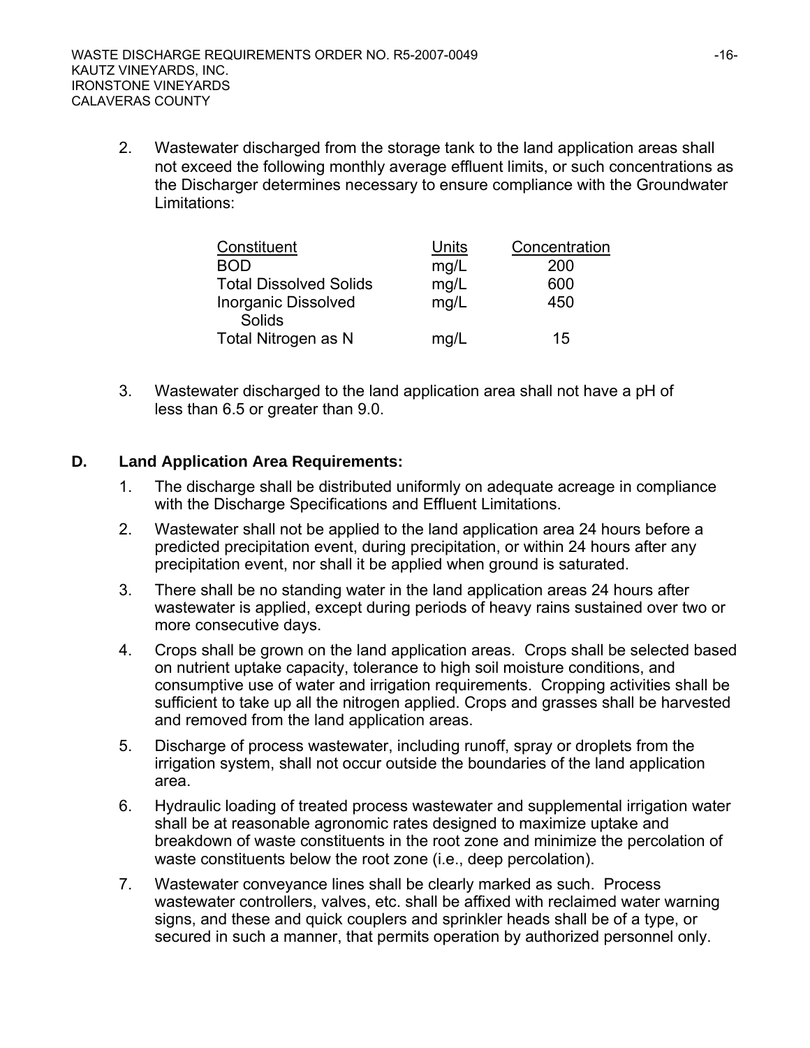2. Wastewater discharged from the storage tank to the land application areas shall not exceed the following monthly average effluent limits, or such concentrations as the Discharger determines necessary to ensure compliance with the Groundwater Limitations:

| Constituent | Units | Concentration |
|---|---|---|
| BOD | mg/L | 200 |
| Total Dissolved Solids | mg/L | 600 |
| Inorganic Dissolved Solids | mg/L | 450 |
| Total Nitrogen as N | mg/L | 15 |

3. Wastewater discharged to the land application area shall not have a pH of less than 6.5 or greater than 9.0.

**D. Land Application Area Requirements:**

1. The discharge shall be distributed uniformly on adequate acreage in compliance with the Discharge Specifications and Effluent Limitations.

2. Wastewater shall not be applied to the land application area 24 hours before a predicted precipitation event, during precipitation, or within 24 hours after any precipitation event, nor shall it be applied when ground is saturated.

3. There shall be no standing water in the land application areas 24 hours after wastewater is applied, except during periods of heavy rains sustained over two or more consecutive days.

4. Crops shall be grown on the land application areas. Crops shall be selected based on nutrient uptake capacity, tolerance to high soil moisture conditions, and consumptive use of water and irrigation requirements. Cropping activities shall be sufficient to take up all the nitrogen applied. Crops and grasses shall be harvested and removed from the land application areas.

5. Discharge of process wastewater, including runoff, spray or droplets from the irrigation system, shall not occur outside the boundaries of the land application area.

6. Hydraulic loading of treated process wastewater and supplemental irrigation water shall be at reasonable agronomic rates designed to maximize uptake and breakdown of waste constituents in the root zone and minimize the percolation of waste constituents below the root zone (i.e., deep percolation).

7. Wastewater conveyance lines shall be clearly marked as such. Process wastewater controllers, valves, etc. shall be affixed with reclaimed water warning signs, and these and quick couplers and sprinkler heads shall be of a type, or secured in such a manner, that permits operation by authorized personnel only.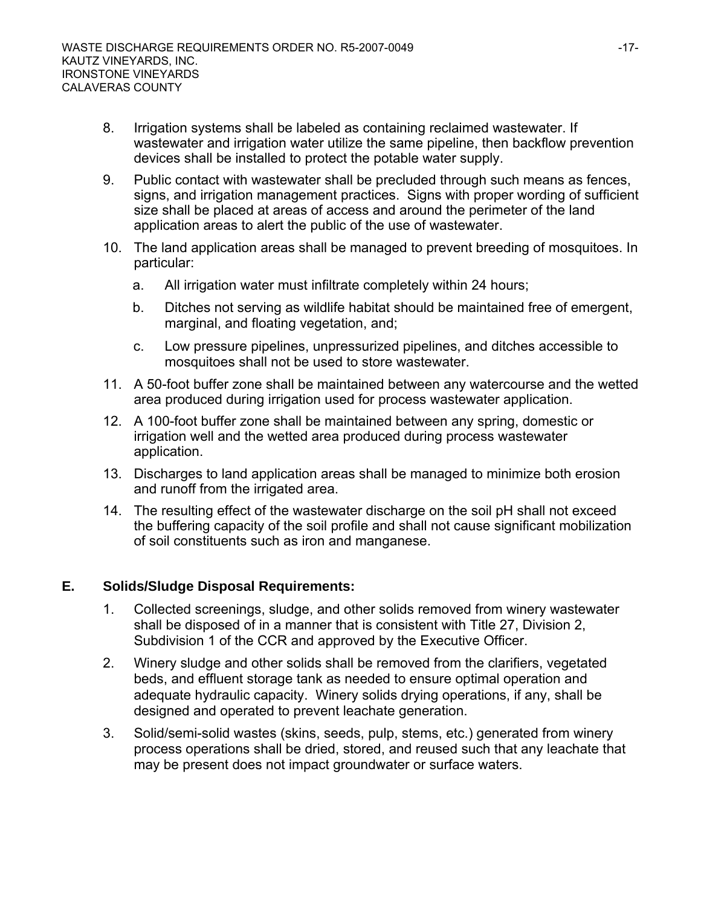8. Irrigation systems shall be labeled as containing reclaimed wastewater. If wastewater and irrigation water utilize the same pipeline, then backflow prevention devices shall be installed to protect the potable water supply.

9. Public contact with wastewater shall be precluded through such means as fences, signs, and irrigation management practices. Signs with proper wording of sufficient size shall be placed at areas of access and around the perimeter of the land application areas to alert the public of the use of wastewater.

10. The land application areas shall be managed to prevent breeding of mosquitoes. In particular:

    a. All irrigation water must infiltrate completely within 24 hours;

    b. Ditches not serving as wildlife habitat should be maintained free of emergent, marginal, and floating vegetation, and;

    c. Low pressure pipelines, unpressurized pipelines, and ditches accessible to mosquitoes shall not be used to store wastewater.

11. A 50-foot buffer zone shall be maintained between any watercourse and the wetted area produced during irrigation used for process wastewater application.

12. A 100-foot buffer zone shall be maintained between any spring, domestic or irrigation well and the wetted area produced during process wastewater application.

13. Discharges to land application areas shall be managed to minimize both erosion and runoff from the irrigated area.

14. The resulting effect of the wastewater discharge on the soil pH shall not exceed the buffering capacity of the soil profile and shall not cause significant mobilization of soil constituents such as iron and manganese.

## E. Solids/Sludge Disposal Requirements:

1. Collected screenings, sludge, and other solids removed from winery wastewater shall be disposed of in a manner that is consistent with Title 27, Division 2, Subdivision 1 of the CCR and approved by the Executive Officer.

2. Winery sludge and other solids shall be removed from the clarifiers, vegetated beds, and effluent storage tank as needed to ensure optimal operation and adequate hydraulic capacity. Winery solids drying operations, if any, shall be designed and operated to prevent leachate generation.

3. Solid/semi-solid wastes (skins, seeds, pulp, stems, etc.) generated from winery process operations shall be dried, stored, and reused such that any leachate that may be present does not impact groundwater or surface waters.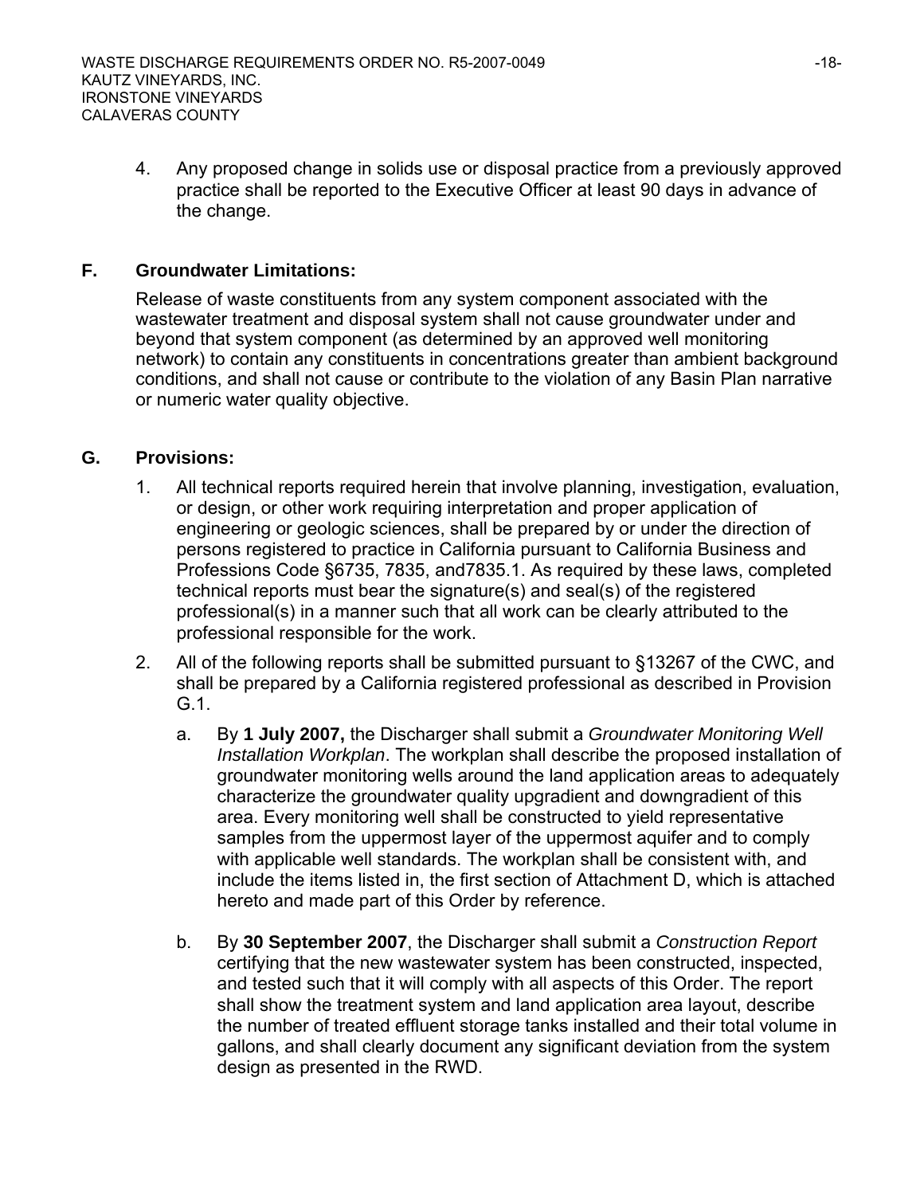4. Any proposed change in solids use or disposal practice from a previously approved practice shall be reported to the Executive Officer at least 90 days in advance of the change.

## F. Groundwater Limitations:

Release of waste constituents from any system component associated with the wastewater treatment and disposal system shall not cause groundwater under and beyond that system component (as determined by an approved well monitoring network) to contain any constituents in concentrations greater than ambient background conditions, and shall not cause or contribute to the violation of any Basin Plan narrative or numeric water quality objective.

## G. Provisions:

1. All technical reports required herein that involve planning, investigation, evaluation, or design, or other work requiring interpretation and proper application of engineering or geologic sciences, shall be prepared by or under the direction of persons registered to practice in California pursuant to California Business and Professions Code §6735, 7835, and7835.1. As required by these laws, completed technical reports must bear the signature(s) and seal(s) of the registered professional(s) in a manner such that all work can be clearly attributed to the professional responsible for the work.

2. All of the following reports shall be submitted pursuant to §13267 of the CWC, and shall be prepared by a California registered professional as described in Provision G.1.

   a. By **1 July 2007,** the Discharger shall submit a *Groundwater Monitoring Well Installation Workplan*. The workplan shall describe the proposed installation of groundwater monitoring wells around the land application areas to adequately characterize the groundwater quality upgradient and downgradient of this area. Every monitoring well shall be constructed to yield representative samples from the uppermost layer of the uppermost aquifer and to comply with applicable well standards. The workplan shall be consistent with, and include the items listed in, the first section of Attachment D, which is attached hereto and made part of this Order by reference.

   b. By **30 September 2007**, the Discharger shall submit a *Construction Report* certifying that the new wastewater system has been constructed, inspected, and tested such that it will comply with all aspects of this Order. The report shall show the treatment system and land application area layout, describe the number of treated effluent storage tanks installed and their total volume in gallons, and shall clearly document any significant deviation from the system design as presented in the RWD.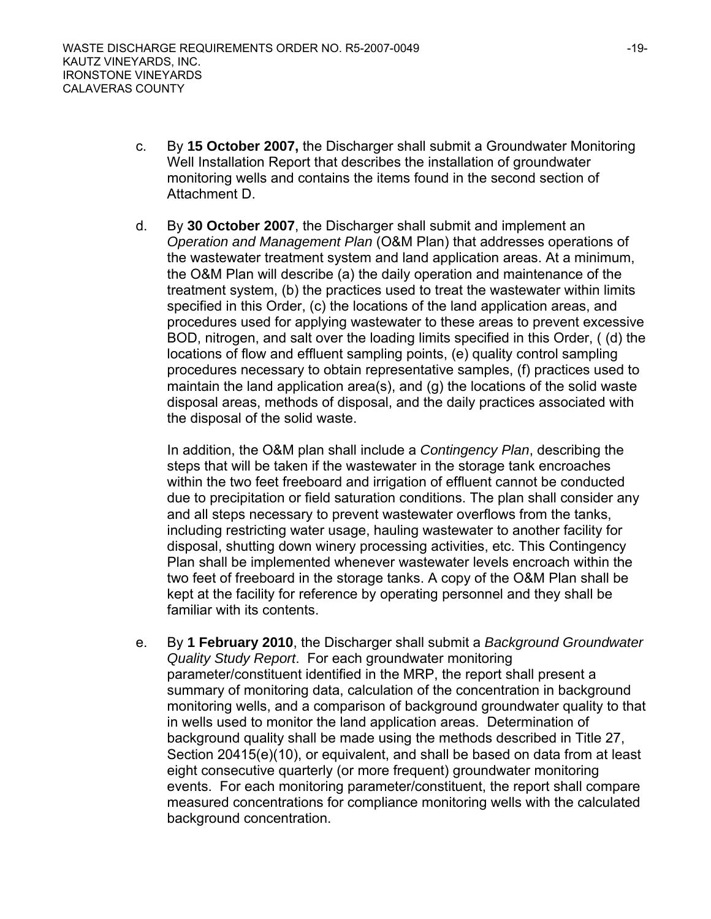c. By **15 October 2007,** the Discharger shall submit a Groundwater Monitoring Well Installation Report that describes the installation of groundwater monitoring wells and contains the items found in the second section of Attachment D.

d. By **30 October 2007**, the Discharger shall submit and implement an *Operation and Management Plan* (O&M Plan) that addresses operations of the wastewater treatment system and land application areas. At a minimum, the O&M Plan will describe (a) the daily operation and maintenance of the treatment system, (b) the practices used to treat the wastewater within limits specified in this Order, (c) the locations of the land application areas, and procedures used for applying wastewater to these areas to prevent excessive BOD, nitrogen, and salt over the loading limits specified in this Order, ( (d) the locations of flow and effluent sampling points, (e) quality control sampling procedures necessary to obtain representative samples, (f) practices used to maintain the land application area(s), and (g) the locations of the solid waste disposal areas, methods of disposal, and the daily practices associated with the disposal of the solid waste.

   In addition, the O&M plan shall include a *Contingency Plan*, describing the steps that will be taken if the wastewater in the storage tank encroaches within the two feet freeboard and irrigation of effluent cannot be conducted due to precipitation or field saturation conditions. The plan shall consider any and all steps necessary to prevent wastewater overflows from the tanks, including restricting water usage, hauling wastewater to another facility for disposal, shutting down winery processing activities, etc. This Contingency Plan shall be implemented whenever wastewater levels encroach within the two feet of freeboard in the storage tanks. A copy of the O&M Plan shall be kept at the facility for reference by operating personnel and they shall be familiar with its contents.

e. By **1 February 2010**, the Discharger shall submit a *Background Groundwater Quality Study Report*. For each groundwater monitoring parameter/constituent identified in the MRP, the report shall present a summary of monitoring data, calculation of the concentration in background monitoring wells, and a comparison of background groundwater quality to that in wells used to monitor the land application areas. Determination of background quality shall be made using the methods described in Title 27, Section 20415(e)(10), or equivalent, and shall be based on data from at least eight consecutive quarterly (or more frequent) groundwater monitoring events. For each monitoring parameter/constituent, the report shall compare measured concentrations for compliance monitoring wells with the calculated background concentration.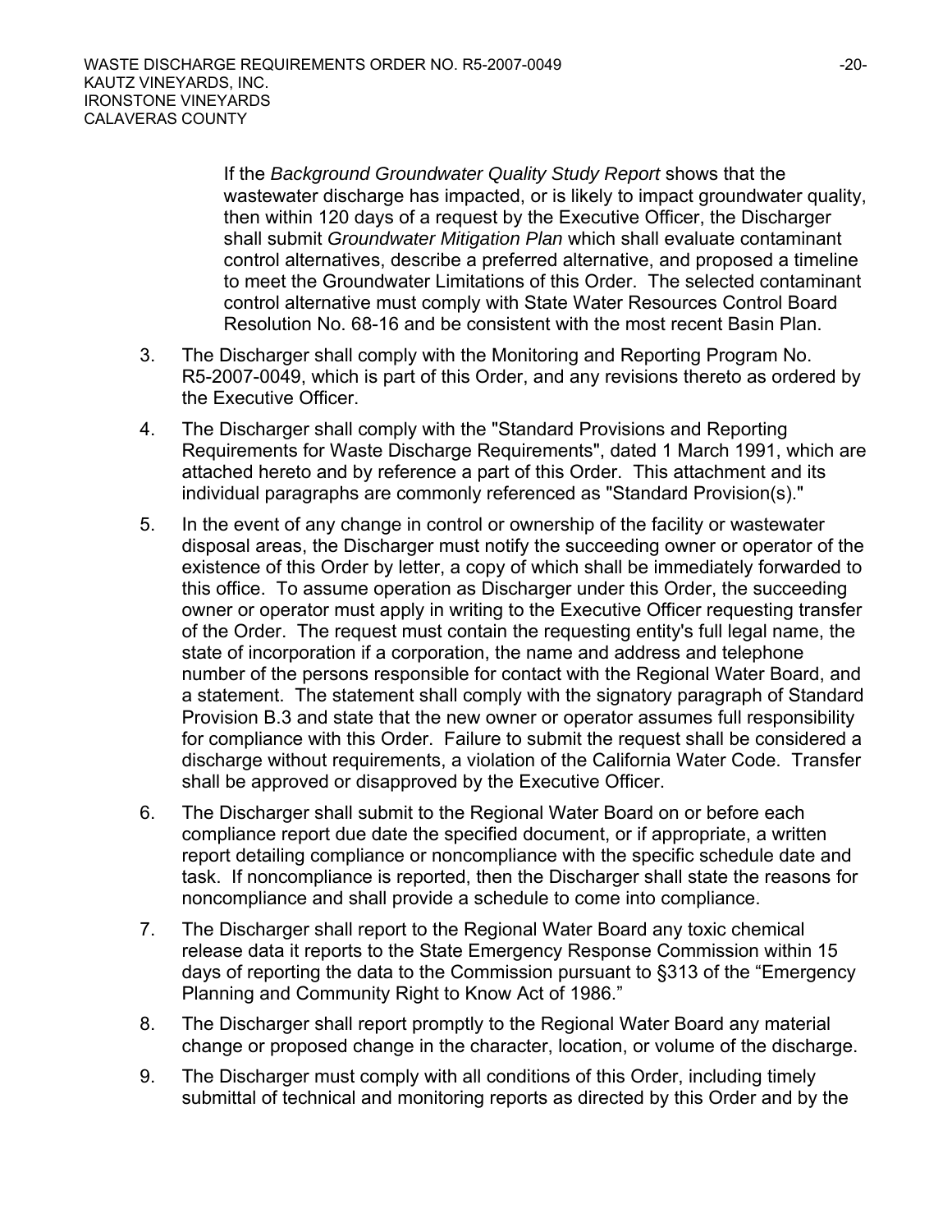If the *Background Groundwater Quality Study Report* shows that the wastewater discharge has impacted, or is likely to impact groundwater quality, then within 120 days of a request by the Executive Officer, the Discharger shall submit *Groundwater Mitigation Plan* which shall evaluate contaminant control alternatives, describe a preferred alternative, and proposed a timeline to meet the Groundwater Limitations of this Order. The selected contaminant control alternative must comply with State Water Resources Control Board Resolution No. 68-16 and be consistent with the most recent Basin Plan.

3. The Discharger shall comply with the Monitoring and Reporting Program No. R5-2007-0049, which is part of this Order, and any revisions thereto as ordered by the Executive Officer.

4. The Discharger shall comply with the "Standard Provisions and Reporting Requirements for Waste Discharge Requirements", dated 1 March 1991, which are attached hereto and by reference a part of this Order. This attachment and its individual paragraphs are commonly referenced as "Standard Provision(s)."

5. In the event of any change in control or ownership of the facility or wastewater disposal areas, the Discharger must notify the succeeding owner or operator of the existence of this Order by letter, a copy of which shall be immediately forwarded to this office. To assume operation as Discharger under this Order, the succeeding owner or operator must apply in writing to the Executive Officer requesting transfer of the Order. The request must contain the requesting entity's full legal name, the state of incorporation if a corporation, the name and address and telephone number of the persons responsible for contact with the Regional Water Board, and a statement. The statement shall comply with the signatory paragraph of Standard Provision B.3 and state that the new owner or operator assumes full responsibility for compliance with this Order. Failure to submit the request shall be considered a discharge without requirements, a violation of the California Water Code. Transfer shall be approved or disapproved by the Executive Officer.

6. The Discharger shall submit to the Regional Water Board on or before each compliance report due date the specified document, or if appropriate, a written report detailing compliance or noncompliance with the specific schedule date and task. If noncompliance is reported, then the Discharger shall state the reasons for noncompliance and shall provide a schedule to come into compliance.

7. The Discharger shall report to the Regional Water Board any toxic chemical release data it reports to the State Emergency Response Commission within 15 days of reporting the data to the Commission pursuant to §313 of the "Emergency Planning and Community Right to Know Act of 1986."

8. The Discharger shall report promptly to the Regional Water Board any material change or proposed change in the character, location, or volume of the discharge.

9. The Discharger must comply with all conditions of this Order, including timely submittal of technical and monitoring reports as directed by this Order and by the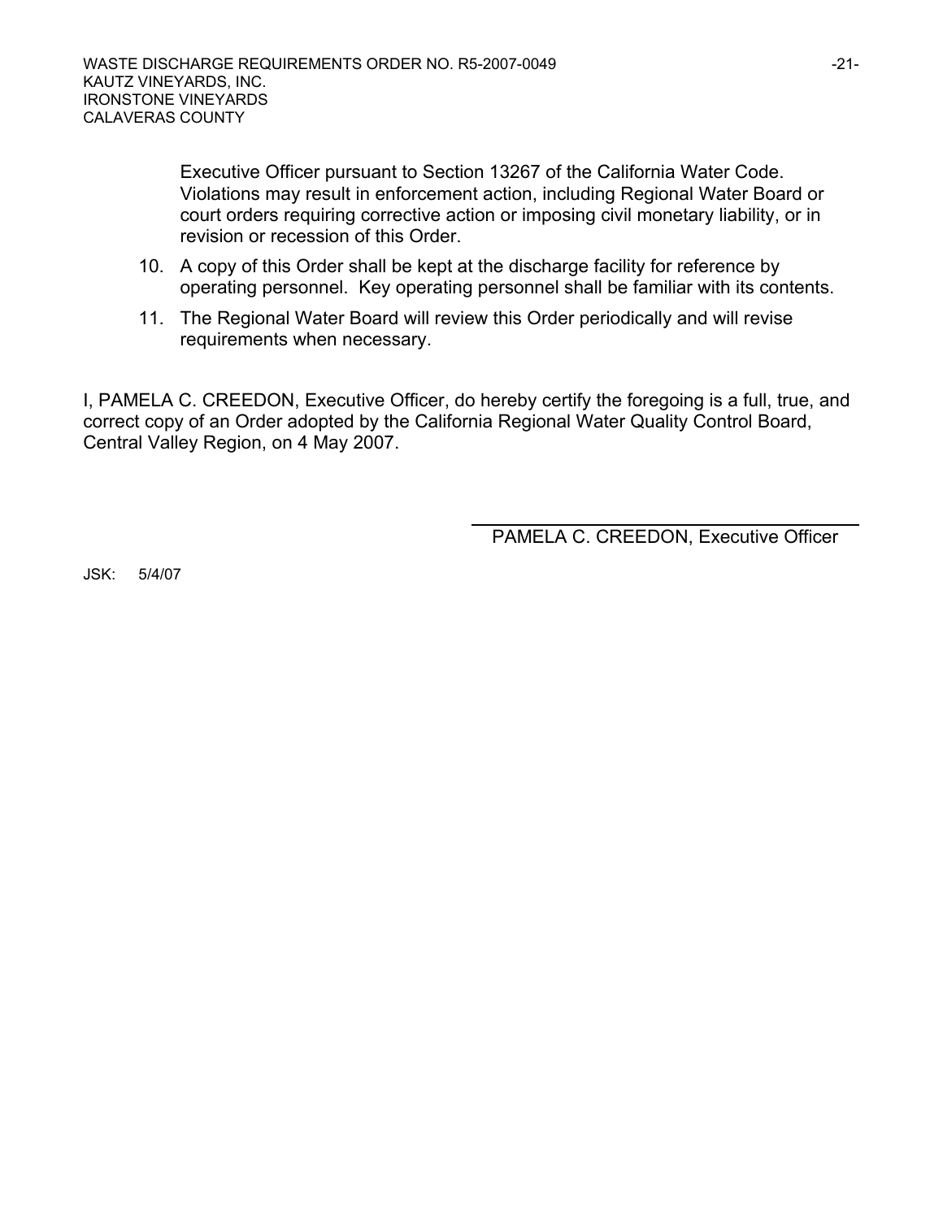Executive Officer pursuant to Section 13267 of the California Water Code. Violations may result in enforcement action, including Regional Water Board or court orders requiring corrective action or imposing civil monetary liability, or in revision or recession of this Order.

10. A copy of this Order shall be kept at the discharge facility for reference by operating personnel. Key operating personnel shall be familiar with its contents.
11. The Regional Water Board will review this Order periodically and will revise requirements when necessary.

I, PAMELA C. CREEDON, Executive Officer, do hereby certify the foregoing is a full, true, and correct copy of an Order adopted by the California Regional Water Quality Control Board, Central Valley Region, on 4 May 2007.

PAMELA C. CREEDON, Executive Officer

JSK: 5/4/07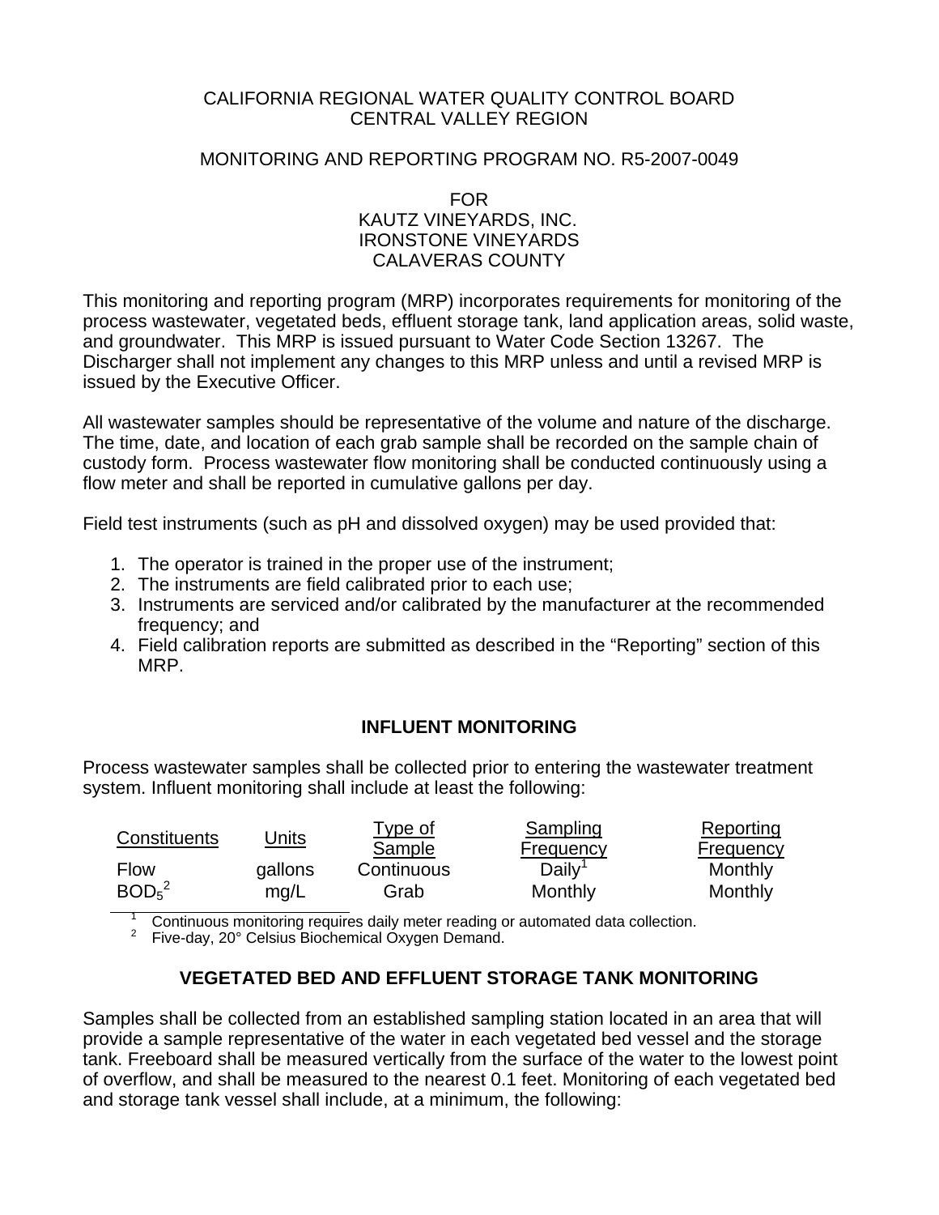CALIFORNIA REGIONAL WATER QUALITY CONTROL BOARD
CENTRAL VALLEY REGION

MONITORING AND REPORTING PROGRAM NO. R5-2007-0049

FOR
KAUTZ VINEYARDS, INC.
IRONSTONE VINEYARDS
CALAVERAS COUNTY

This monitoring and reporting program (MRP) incorporates requirements for monitoring of the process wastewater, vegetated beds, effluent storage tank, land application areas, solid waste, and groundwater. This MRP is issued pursuant to Water Code Section 13267. The Discharger shall not implement any changes to this MRP unless and until a revised MRP is issued by the Executive Officer.

All wastewater samples should be representative of the volume and nature of the discharge. The time, date, and location of each grab sample shall be recorded on the sample chain of custody form. Process wastewater flow monitoring shall be conducted continuously using a flow meter and shall be reported in cumulative gallons per day.

Field test instruments (such as pH and dissolved oxygen) may be used provided that:

1. The operator is trained in the proper use of the instrument;
2. The instruments are field calibrated prior to each use;
3. Instruments are serviced and/or calibrated by the manufacturer at the recommended frequency; and
4. Field calibration reports are submitted as described in the "Reporting" section of this MRP.

## INFLUENT MONITORING

Process wastewater samples shall be collected prior to entering the wastewater treatment system. Influent monitoring shall include at least the following:

| Constituents | Units | Type of Sample | Sampling Frequency | Reporting Frequency |
|---|---|---|---|---|
| Flow | gallons | Continuous | Daily[1] | Monthly |
| $BOD_5$[2] | mg/L | Grab | Monthly | Monthly |

[1] Continuous monitoring requires daily meter reading or automated data collection.
[2] Five-day, 20° Celsius Biochemical Oxygen Demand.

## VEGETATED BED AND EFFLUENT STORAGE TANK MONITORING

Samples shall be collected from an established sampling station located in an area that will provide a sample representative of the water in each vegetated bed vessel and the storage tank. Freeboard shall be measured vertically from the surface of the water to the lowest point of overflow, and shall be measured to the nearest 0.1 feet. Monitoring of each vegetated bed and storage tank vessel shall include, at a minimum, the following: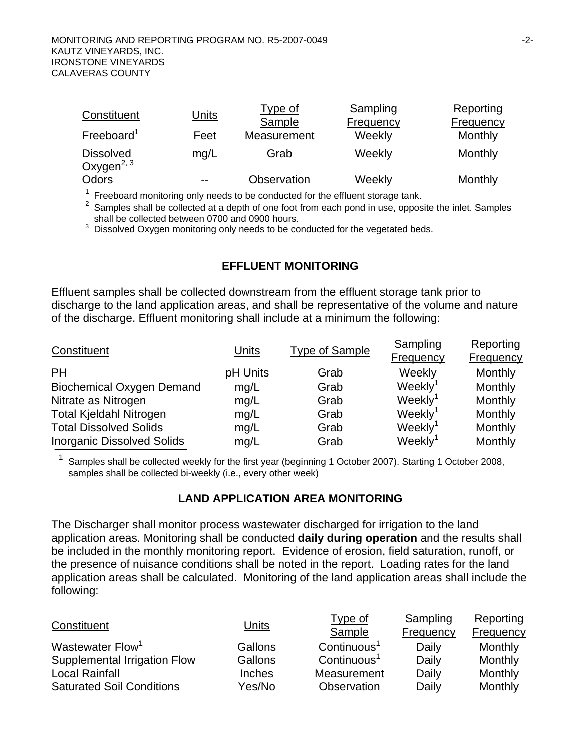| Constituent | Units | Type of Sample | Sampling Frequency | Reporting Frequency |
|---|---|---|---|---|
| Freeboard[1] | Feet | Measurement | Weekly | Monthly |
| Dissolved Oxygen[2, 3] | mg/L | Grab | Weekly | Monthly |
| Odors | -- | Observation | Weekly | Monthly |

[1] Freeboard monitoring only needs to be conducted for the effluent storage tank.

[2] Samples shall be collected at a depth of one foot from each pond in use, opposite the inlet. Samples shall be collected between 0700 and 0900 hours.

[3] Dissolved Oxygen monitoring only needs to be conducted for the vegetated beds.

## EFFLUENT MONITORING

Effluent samples shall be collected downstream from the effluent storage tank prior to discharge to the land application areas, and shall be representative of the volume and nature of the discharge. Effluent monitoring shall include at a minimum the following:

| Constituent | Units | Type of Sample | Sampling Frequency | Reporting Frequency |
|---|---|---|---|---|
| PH | pH Units | Grab | Weekly | Monthly |
| Biochemical Oxygen Demand | mg/L | Grab | Weekly[1] | Monthly |
| Nitrate as Nitrogen | mg/L | Grab | Weekly[1] | Monthly |
| Total Kjeldahl Nitrogen | mg/L | Grab | Weekly[1] | Monthly |
| Total Dissolved Solids | mg/L | Grab | Weekly[1] | Monthly |
| Inorganic Dissolved Solids | mg/L | Grab | Weekly[1] | Monthly |

[1] Samples shall be collected weekly for the first year (beginning 1 October 2007). Starting 1 October 2008, samples shall be collected bi-weekly (i.e., every other week)

## LAND APPLICATION AREA MONITORING

The Discharger shall monitor process wastewater discharged for irrigation to the land application areas. Monitoring shall be conducted **daily during operation** and the results shall be included in the monthly monitoring report. Evidence of erosion, field saturation, runoff, or the presence of nuisance conditions shall be noted in the report. Loading rates for the land application areas shall be calculated. Monitoring of the land application areas shall include the following:

| Constituent | Units | Type of Sample | Sampling Frequency | Reporting Frequency |
|---|---|---|---|---|
| Wastewater Flow[1] | Gallons | Continuous[1] | Daily | Monthly |
| Supplemental Irrigation Flow | Gallons | Continuous[1] | Daily | Monthly |
| Local Rainfall | Inches | Measurement | Daily | Monthly |
| Saturated Soil Conditions | Yes/No | Observation | Daily | Monthly |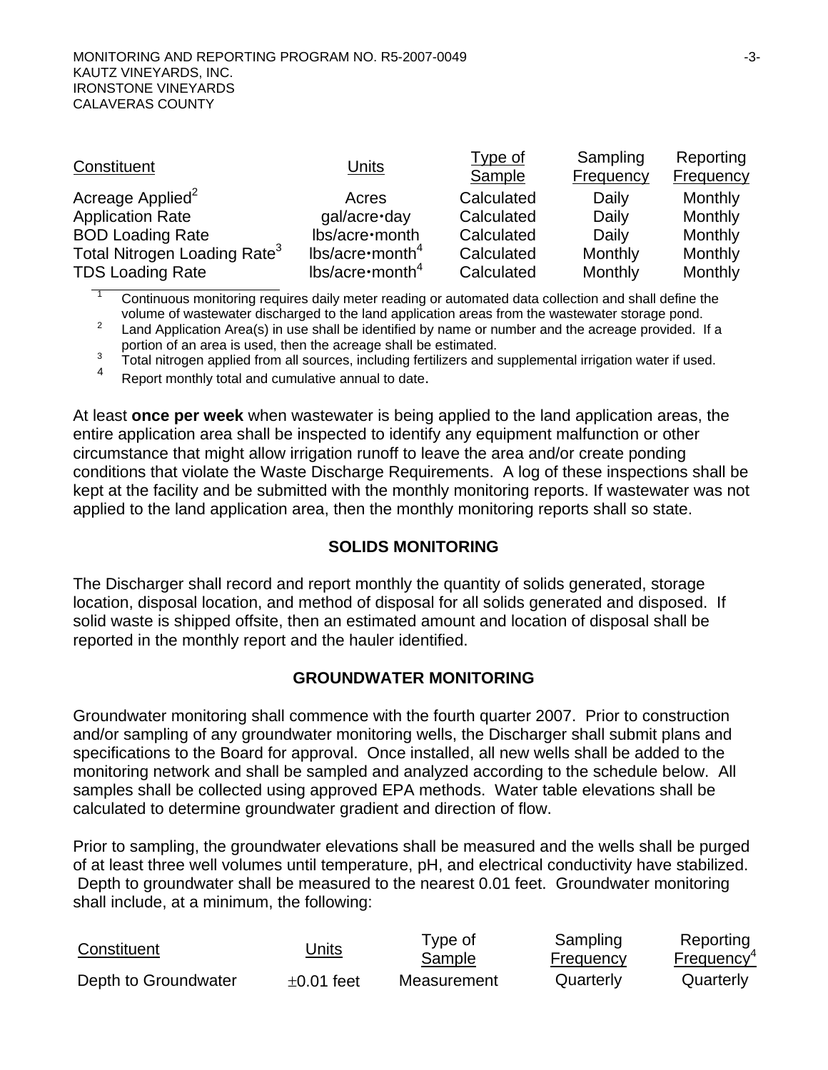| Constituent | Units | Type of Sample | Sampling Frequency | Reporting Frequency |
|---|---|---|---|---|
| Acreage Applied[2] | Acres | Calculated | Daily | Monthly |
| Application Rate | gal/acre•day | Calculated | Daily | Monthly |
| BOD Loading Rate | lbs/acre•month | Calculated | Daily | Monthly |
| Total Nitrogen Loading Rate[3] | lbs/acre•month[4] | Calculated | Monthly | Monthly |
| TDS Loading Rate | lbs/acre•month[4] | Calculated | Monthly | Monthly |

[1] Continuous monitoring requires daily meter reading or automated data collection and shall define the volume of wastewater discharged to the land application areas from the wastewater storage pond.

[2] Land Application Area(s) in use shall be identified by name or number and the acreage provided. If a portion of an area is used, then the acreage shall be estimated.

[3] Total nitrogen applied from all sources, including fertilizers and supplemental irrigation water if used.

[4] Report monthly total and cumulative annual to date.

At least **once per week** when wastewater is being applied to the land application areas, the entire application area shall be inspected to identify any equipment malfunction or other circumstance that might allow irrigation runoff to leave the area and/or create ponding conditions that violate the Waste Discharge Requirements. A log of these inspections shall be kept at the facility and be submitted with the monthly monitoring reports. If wastewater was not applied to the land application area, then the monthly monitoring reports shall so state.

## SOLIDS MONITORING

The Discharger shall record and report monthly the quantity of solids generated, storage location, disposal location, and method of disposal for all solids generated and disposed. If solid waste is shipped offsite, then an estimated amount and location of disposal shall be reported in the monthly report and the hauler identified.

## GROUNDWATER MONITORING

Groundwater monitoring shall commence with the fourth quarter 2007. Prior to construction and/or sampling of any groundwater monitoring wells, the Discharger shall submit plans and specifications to the Board for approval. Once installed, all new wells shall be added to the monitoring network and shall be sampled and analyzed according to the schedule below. All samples shall be collected using approved EPA methods. Water table elevations shall be calculated to determine groundwater gradient and direction of flow.

Prior to sampling, the groundwater elevations shall be measured and the wells shall be purged of at least three well volumes until temperature, pH, and electrical conductivity have stabilized. Depth to groundwater shall be measured to the nearest 0.01 feet. Groundwater monitoring shall include, at a minimum, the following:

| Constituent | Units | Type of Sample | Sampling Frequency | Reporting Frequency[4] |
|---|---|---|---|---|
| Depth to Groundwater | ±0.01 feet | Measurement | Quarterly | Quarterly |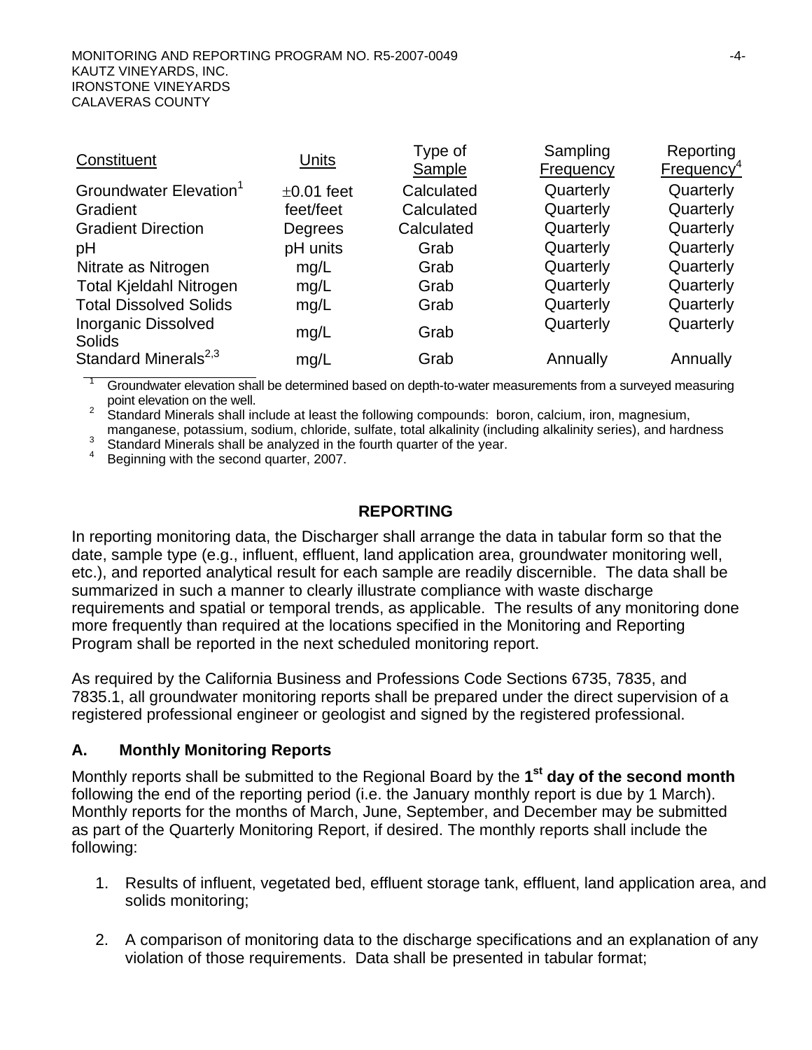| Constituent | Units | Type of Sample | Sampling Frequency | Reporting Frequency[4] |
|---|---|---|---|---|
| Groundwater Elevation[1] | ±0.01 feet | Calculated | Quarterly | Quarterly |
| Gradient | feet/feet | Calculated | Quarterly | Quarterly |
| Gradient Direction | Degrees | Calculated | Quarterly | Quarterly |
| pH | pH units | Grab | Quarterly | Quarterly |
| Nitrate as Nitrogen | mg/L | Grab | Quarterly | Quarterly |
| Total Kjeldahl Nitrogen | mg/L | Grab | Quarterly | Quarterly |
| Total Dissolved Solids | mg/L | Grab | Quarterly | Quarterly |
| Inorganic Dissolved Solids | mg/L | Grab | Quarterly | Quarterly |
| Standard Minerals[2,3] | mg/L | Grab | Annually | Annually |

[1] Groundwater elevation shall be determined based on depth-to-water measurements from a surveyed measuring point elevation on the well.
[2] Standard Minerals shall include at least the following compounds: boron, calcium, iron, magnesium, manganese, potassium, sodium, chloride, sulfate, total alkalinity (including alkalinity series), and hardness
[3] Standard Minerals shall be analyzed in the fourth quarter of the year.
[4] Beginning with the second quarter, 2007.

## REPORTING

In reporting monitoring data, the Discharger shall arrange the data in tabular form so that the date, sample type (e.g., influent, effluent, land application area, groundwater monitoring well, etc.), and reported analytical result for each sample are readily discernible. The data shall be summarized in such a manner to clearly illustrate compliance with waste discharge requirements and spatial or temporal trends, as applicable. The results of any monitoring done more frequently than required at the locations specified in the Monitoring and Reporting Program shall be reported in the next scheduled monitoring report.

As required by the California Business and Professions Code Sections 6735, 7835, and 7835.1, all groundwater monitoring reports shall be prepared under the direct supervision of a registered professional engineer or geologist and signed by the registered professional.

### A. Monthly Monitoring Reports

Monthly reports shall be submitted to the Regional Board by the **1st day of the second month** following the end of the reporting period (i.e. the January monthly report is due by 1 March). Monthly reports for the months of March, June, September, and December may be submitted as part of the Quarterly Monitoring Report, if desired. The monthly reports shall include the following:

1. Results of influent, vegetated bed, effluent storage tank, effluent, land application area, and solids monitoring;

2. A comparison of monitoring data to the discharge specifications and an explanation of any violation of those requirements. Data shall be presented in tabular format;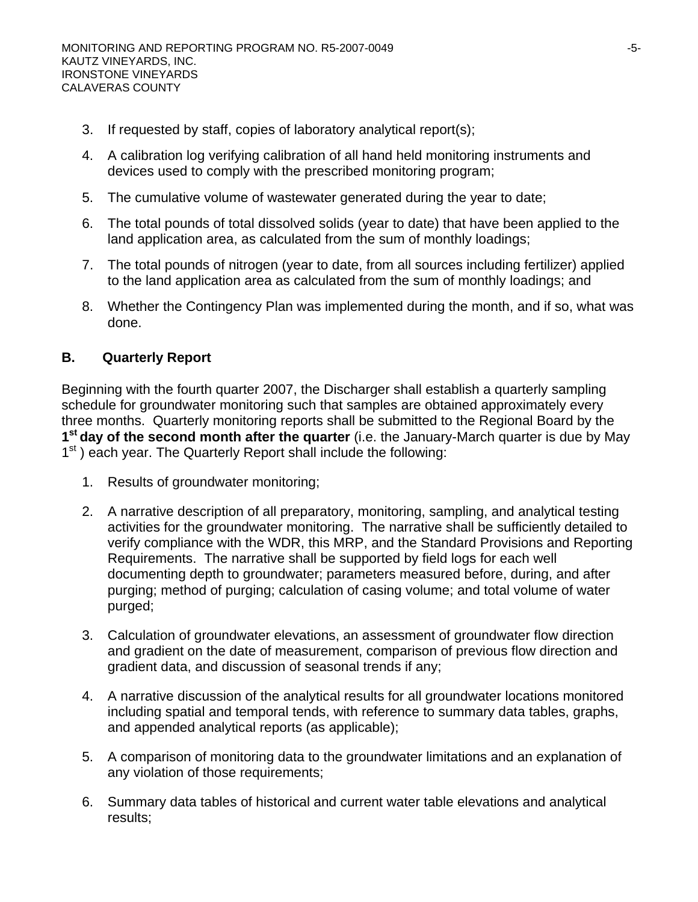3. If requested by staff, copies of laboratory analytical report(s);

4. A calibration log verifying calibration of all hand held monitoring instruments and devices used to comply with the prescribed monitoring program;

5. The cumulative volume of wastewater generated during the year to date;

6. The total pounds of total dissolved solids (year to date) that have been applied to the land application area, as calculated from the sum of monthly loadings;

7. The total pounds of nitrogen (year to date, from all sources including fertilizer) applied to the land application area as calculated from the sum of monthly loadings; and

8. Whether the Contingency Plan was implemented during the month, and if so, what was done.

## B. Quarterly Report

Beginning with the fourth quarter 2007, the Discharger shall establish a quarterly sampling schedule for groundwater monitoring such that samples are obtained approximately every three months. Quarterly monitoring reports shall be submitted to the Regional Board by the **1st day of the second month after the quarter** (i.e. the January-March quarter is due by May 1st ) each year. The Quarterly Report shall include the following:

1. Results of groundwater monitoring;

2. A narrative description of all preparatory, monitoring, sampling, and analytical testing activities for the groundwater monitoring. The narrative shall be sufficiently detailed to verify compliance with the WDR, this MRP, and the Standard Provisions and Reporting Requirements. The narrative shall be supported by field logs for each well documenting depth to groundwater; parameters measured before, during, and after purging; method of purging; calculation of casing volume; and total volume of water purged;

3. Calculation of groundwater elevations, an assessment of groundwater flow direction and gradient on the date of measurement, comparison of previous flow direction and gradient data, and discussion of seasonal trends if any;

4. A narrative discussion of the analytical results for all groundwater locations monitored including spatial and temporal tends, with reference to summary data tables, graphs, and appended analytical reports (as applicable);

5. A comparison of monitoring data to the groundwater limitations and an explanation of any violation of those requirements;

6. Summary data tables of historical and current water table elevations and analytical results;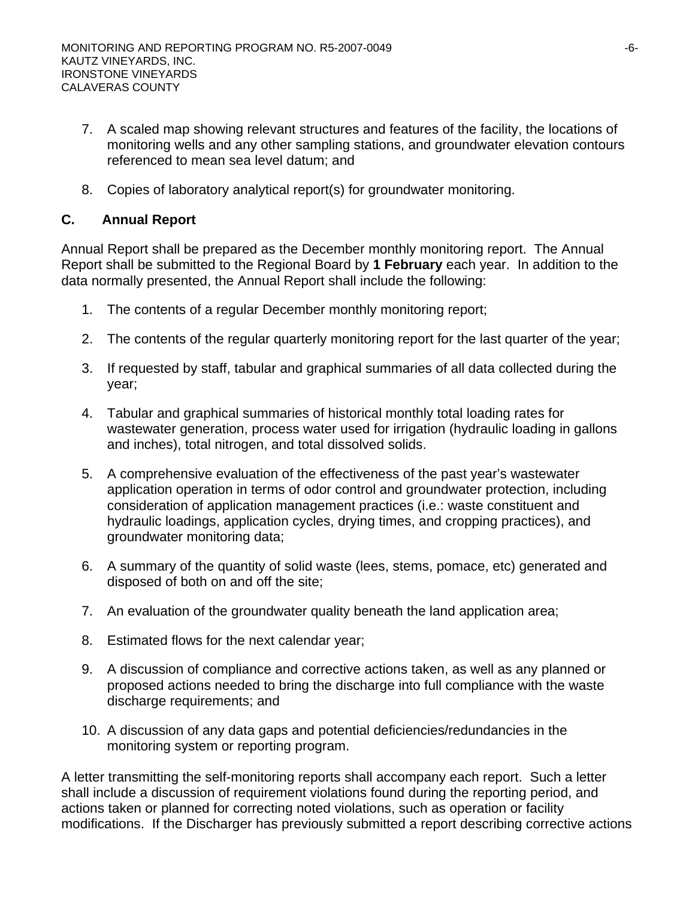7. A scaled map showing relevant structures and features of the facility, the locations of monitoring wells and any other sampling stations, and groundwater elevation contours referenced to mean sea level datum; and

8. Copies of laboratory analytical report(s) for groundwater monitoring.

## C. Annual Report

Annual Report shall be prepared as the December monthly monitoring report. The Annual Report shall be submitted to the Regional Board by **1 February** each year. In addition to the data normally presented, the Annual Report shall include the following:

1. The contents of a regular December monthly monitoring report;

2. The contents of the regular quarterly monitoring report for the last quarter of the year;

3. If requested by staff, tabular and graphical summaries of all data collected during the year;

4. Tabular and graphical summaries of historical monthly total loading rates for wastewater generation, process water used for irrigation (hydraulic loading in gallons and inches), total nitrogen, and total dissolved solids.

5. A comprehensive evaluation of the effectiveness of the past year's wastewater application operation in terms of odor control and groundwater protection, including consideration of application management practices (i.e.: waste constituent and hydraulic loadings, application cycles, drying times, and cropping practices), and groundwater monitoring data;

6. A summary of the quantity of solid waste (lees, stems, pomace, etc) generated and disposed of both on and off the site;

7. An evaluation of the groundwater quality beneath the land application area;

8. Estimated flows for the next calendar year;

9. A discussion of compliance and corrective actions taken, as well as any planned or proposed actions needed to bring the discharge into full compliance with the waste discharge requirements; and

10. A discussion of any data gaps and potential deficiencies/redundancies in the monitoring system or reporting program.

A letter transmitting the self-monitoring reports shall accompany each report. Such a letter shall include a discussion of requirement violations found during the reporting period, and actions taken or planned for correcting noted violations, such as operation or facility modifications. If the Discharger has previously submitted a report describing corrective actions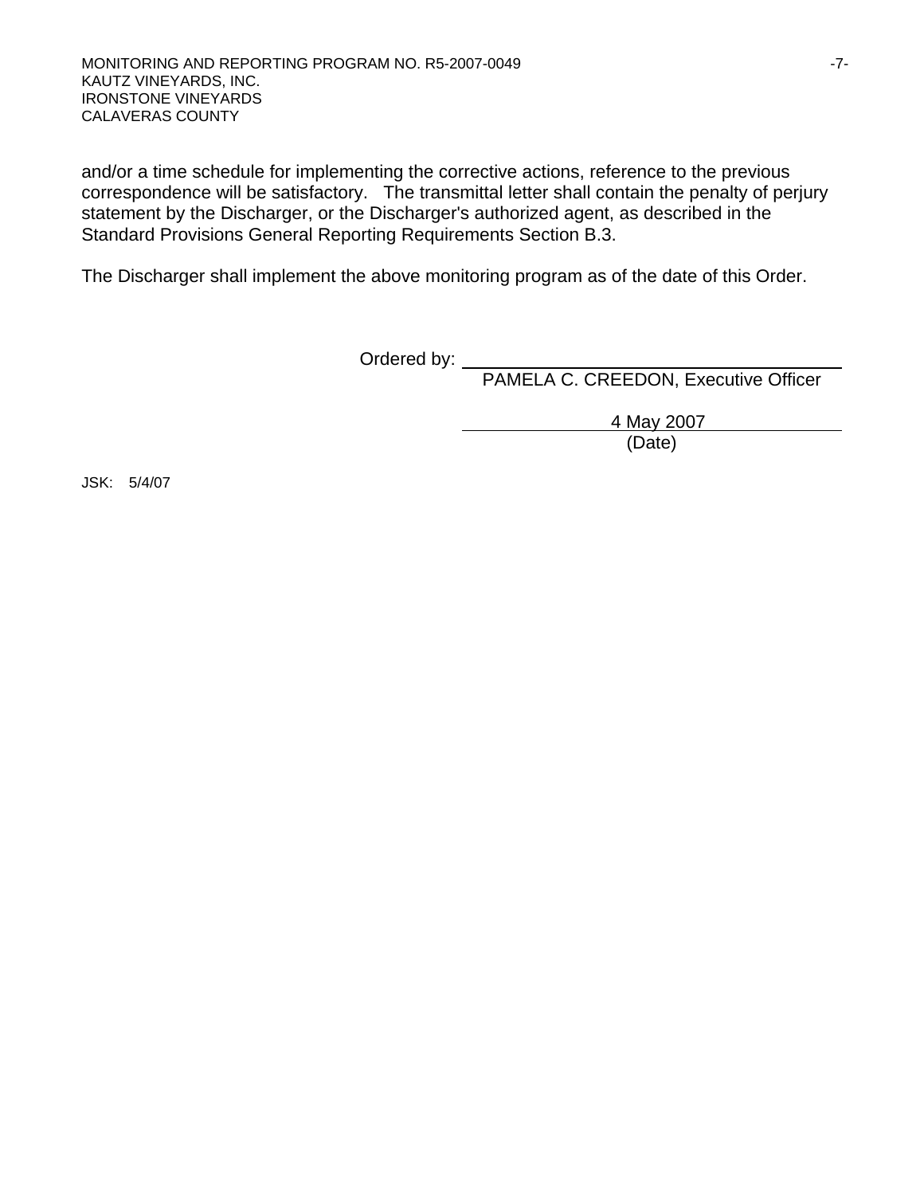and/or a time schedule for implementing the corrective actions, reference to the previous correspondence will be satisfactory. The transmittal letter shall contain the penalty of perjury statement by the Discharger, or the Discharger's authorized agent, as described in the Standard Provisions General Reporting Requirements Section B.3.

The Discharger shall implement the above monitoring program as of the date of this Order.

Ordered by: ______________________________
PAMELA C. CREEDON, Executive Officer

4 May 2007
(Date)

JSK: 5/4/07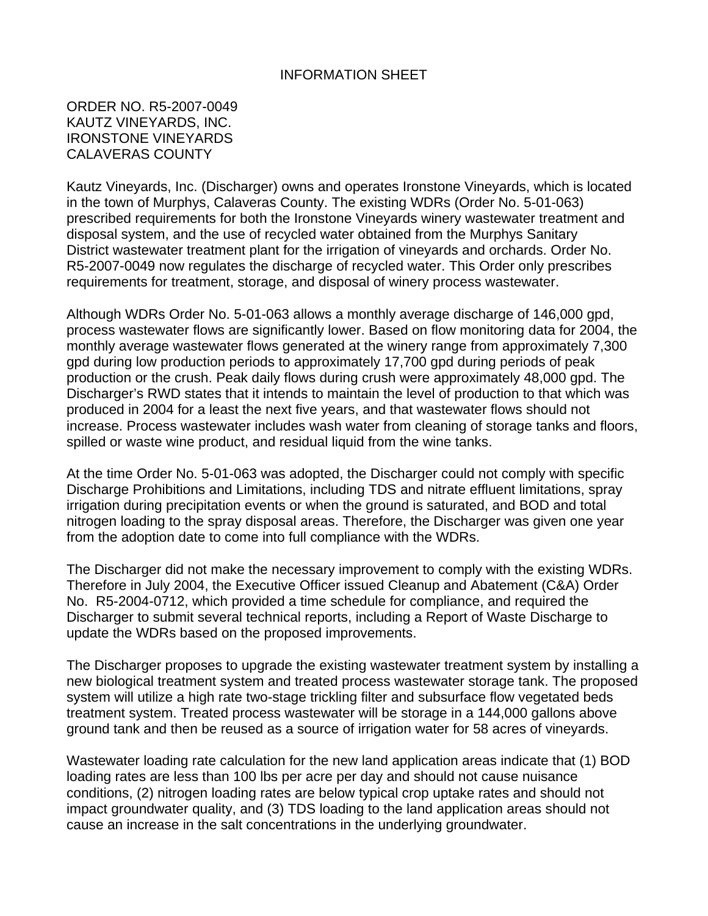# INFORMATION SHEET

ORDER NO. R5-2007-0049
KAUTZ VINEYARDS, INC.
IRONSTONE VINEYARDS
CALAVERAS COUNTY

Kautz Vineyards, Inc. (Discharger) owns and operates Ironstone Vineyards, which is located in the town of Murphys, Calaveras County. The existing WDRs (Order No. 5-01-063) prescribed requirements for both the Ironstone Vineyards winery wastewater treatment and disposal system, and the use of recycled water obtained from the Murphys Sanitary District wastewater treatment plant for the irrigation of vineyards and orchards. Order No. R5-2007-0049 now regulates the discharge of recycled water. This Order only prescribes requirements for treatment, storage, and disposal of winery process wastewater.

Although WDRs Order No. 5-01-063 allows a monthly average discharge of 146,000 gpd, process wastewater flows are significantly lower. Based on flow monitoring data for 2004, the monthly average wastewater flows generated at the winery range from approximately 7,300 gpd during low production periods to approximately 17,700 gpd during periods of peak production or the crush. Peak daily flows during crush were approximately 48,000 gpd. The Discharger's RWD states that it intends to maintain the level of production to that which was produced in 2004 for a least the next five years, and that wastewater flows should not increase. Process wastewater includes wash water from cleaning of storage tanks and floors, spilled or waste wine product, and residual liquid from the wine tanks.

At the time Order No. 5-01-063 was adopted, the Discharger could not comply with specific Discharge Prohibitions and Limitations, including TDS and nitrate effluent limitations, spray irrigation during precipitation events or when the ground is saturated, and BOD and total nitrogen loading to the spray disposal areas. Therefore, the Discharger was given one year from the adoption date to come into full compliance with the WDRs.

The Discharger did not make the necessary improvement to comply with the existing WDRs. Therefore in July 2004, the Executive Officer issued Cleanup and Abatement (C&A) Order No. R5-2004-0712, which provided a time schedule for compliance, and required the Discharger to submit several technical reports, including a Report of Waste Discharge to update the WDRs based on the proposed improvements.

The Discharger proposes to upgrade the existing wastewater treatment system by installing a new biological treatment system and treated process wastewater storage tank. The proposed system will utilize a high rate two-stage trickling filter and subsurface flow vegetated beds treatment system. Treated process wastewater will be storage in a 144,000 gallons above ground tank and then be reused as a source of irrigation water for 58 acres of vineyards.

Wastewater loading rate calculation for the new land application areas indicate that (1) BOD loading rates are less than 100 lbs per acre per day and should not cause nuisance conditions, (2) nitrogen loading rates are below typical crop uptake rates and should not impact groundwater quality, and (3) TDS loading to the land application areas should not cause an increase in the salt concentrations in the underlying groundwater.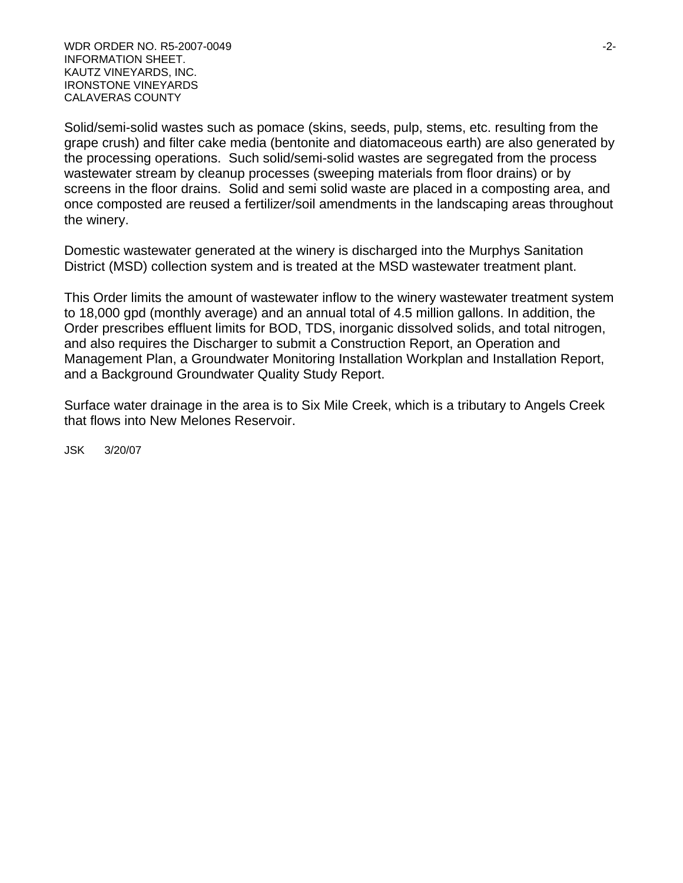Solid/semi-solid wastes such as pomace (skins, seeds, pulp, stems, etc. resulting from the grape crush) and filter cake media (bentonite and diatomaceous earth) are also generated by the processing operations. Such solid/semi-solid wastes are segregated from the process wastewater stream by cleanup processes (sweeping materials from floor drains) or by screens in the floor drains. Solid and semi solid waste are placed in a composting area, and once composted are reused a fertilizer/soil amendments in the landscaping areas throughout the winery.

Domestic wastewater generated at the winery is discharged into the Murphys Sanitation District (MSD) collection system and is treated at the MSD wastewater treatment plant.

This Order limits the amount of wastewater inflow to the winery wastewater treatment system to 18,000 gpd (monthly average) and an annual total of 4.5 million gallons. In addition, the Order prescribes effluent limits for BOD, TDS, inorganic dissolved solids, and total nitrogen, and also requires the Discharger to submit a Construction Report, an Operation and Management Plan, a Groundwater Monitoring Installation Workplan and Installation Report, and a Background Groundwater Quality Study Report.

Surface water drainage in the area is to Six Mile Creek, which is a tributary to Angels Creek that flows into New Melones Reservoir.

JSK 3/20/07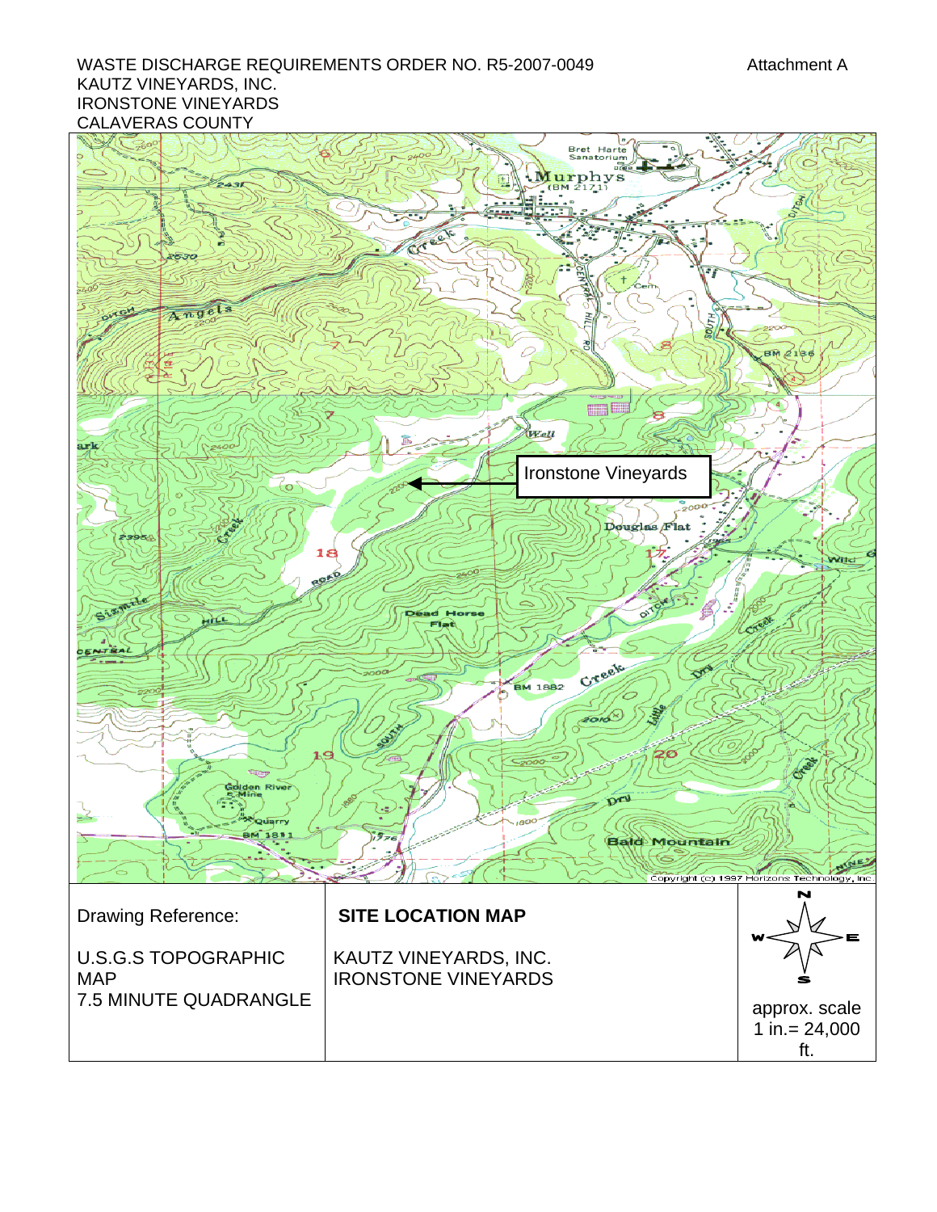WASTE DISCHARGE REQUIREMENTS ORDER NO. R5-2007-0049
KAUTZ VINEYARDS, INC.
IRONSTONE VINEYARDS
CALAVERAS COUNTY

Attachment A

Ironstone Vineyards

| Drawing Reference: | **SITE LOCATION MAP** | N / W / E / S |
|---|---|---|
| U.S.G.S TOPOGRAPHIC MAP 7.5 MINUTE QUADRANGLE | KAUTZ VINEYARDS, INC. IRONSTONE VINEYARDS | approx. scale 1 in.= 24,000 ft. |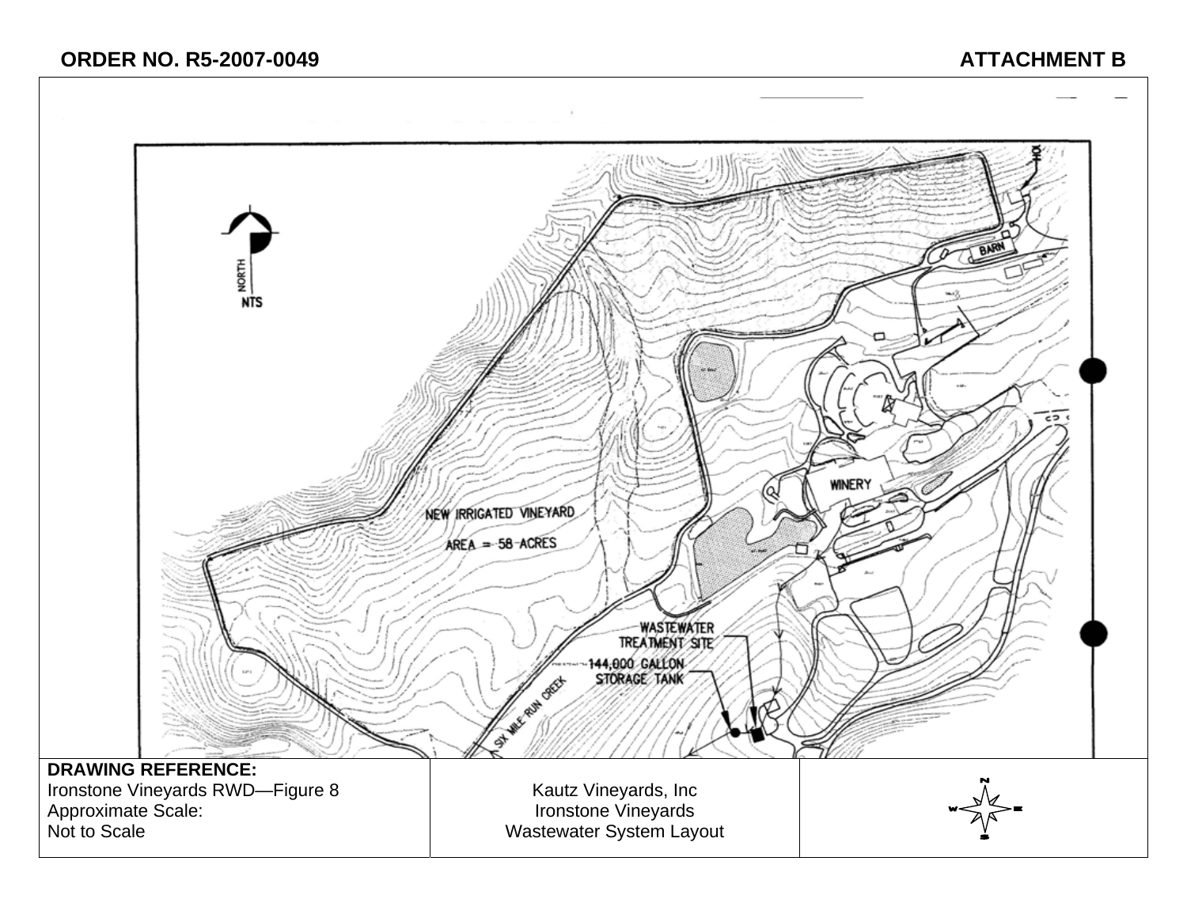**ORDER NO. R5-2007-0049** **ATTACHMENT B**

NORTH
NTS

BARN

WINERY

NEW IRRIGATED VINEYARD

AREA = 58 ACRES

WASTEWATER TREATMENT SITE

144,000 GALLON STORAGE TANK

SIX MILE RUN CREEK

| DRAWING REFERENCE: Ironstone Vineyards RWD—Figure 8 Approximate Scale: Not to Scale | Kautz Vineyards, Inc Ironstone Vineyards Wastewater System Layout | N W E S |
|---|---|---|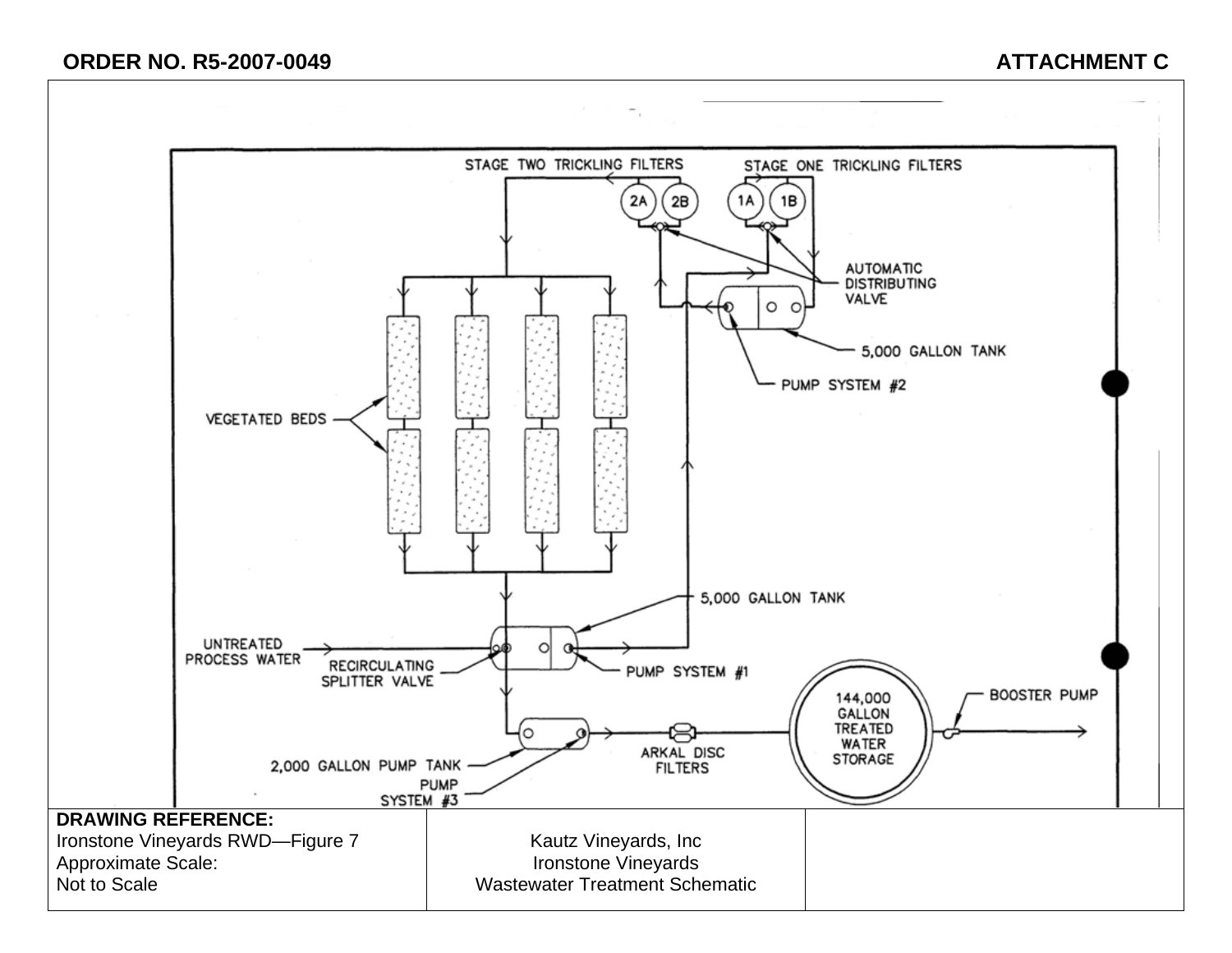**ORDER NO. R5-2007-0049** **ATTACHMENT C**

STAGE TWO TRICKLING FILTERS

STAGE ONE TRICKLING FILTERS

2A 2B 1A 1B

AUTOMATIC DISTRIBUTING VALVE

5,000 GALLON TANK

PUMP SYSTEM #2

VEGETATED BEDS

5,000 GALLON TANK

UNTREATED PROCESS WATER

RECIRCULATING SPLITTER VALVE

PUMP SYSTEM #1

144,000 GALLON TREATED WATER STORAGE

BOOSTER PUMP

2,000 GALLON PUMP TANK

PUMP SYSTEM #3

ARKAL DISC FILTERS

| DRAWING REFERENCE: Ironstone Vineyards RWD—Figure 7 Approximate Scale: Not to Scale | Kautz Vineyards, Inc Ironstone Vineyards Wastewater Treatment Schematic | |
|---|---|---|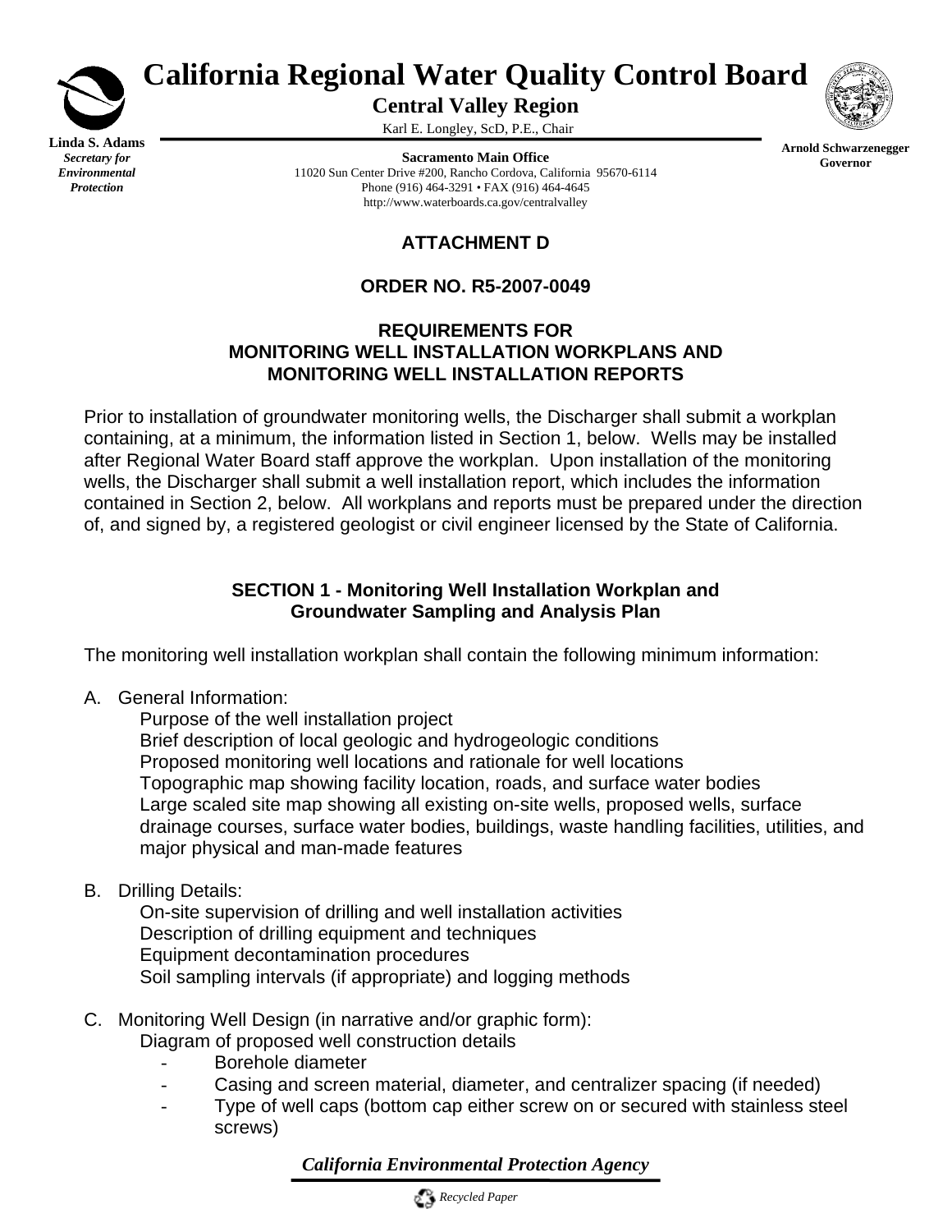California Regional Water Quality Control Board
**Central Valley Region**
Karl E. Longley, ScD, P.E., Chair

**Linda S. Adams**
*Secretary for Environmental Protection*

**Sacramento Main Office**
11020 Sun Center Drive #200, Rancho Cordova, California 95670-6114
Phone (916) 464-3291 • FAX (916) 464-4645
http://www.waterboards.ca.gov/centralvalley

**Arnold Schwarzenegger**
**Governor**

## ATTACHMENT D

## ORDER NO. R5-2007-0049

## REQUIREMENTS FOR MONITORING WELL INSTALLATION WORKPLANS AND MONITORING WELL INSTALLATION REPORTS

Prior to installation of groundwater monitoring wells, the Discharger shall submit a workplan containing, at a minimum, the information listed in Section 1, below. Wells may be installed after Regional Water Board staff approve the workplan. Upon installation of the monitoring wells, the Discharger shall submit a well installation report, which includes the information contained in Section 2, below. All workplans and reports must be prepared under the direction of, and signed by, a registered geologist or civil engineer licensed by the State of California.

### SECTION 1 - Monitoring Well Installation Workplan and Groundwater Sampling and Analysis Plan

The monitoring well installation workplan shall contain the following minimum information:

A. General Information:
   - Purpose of the well installation project
   - Brief description of local geologic and hydrogeologic conditions
   - Proposed monitoring well locations and rationale for well locations
   - Topographic map showing facility location, roads, and surface water bodies
   - Large scaled site map showing all existing on-site wells, proposed wells, surface drainage courses, surface water bodies, buildings, waste handling facilities, utilities, and major physical and man-made features

B. Drilling Details:
   - On-site supervision of drilling and well installation activities
   - Description of drilling equipment and techniques
   - Equipment decontamination procedures
   - Soil sampling intervals (if appropriate) and logging methods

C. Monitoring Well Design (in narrative and/or graphic form):
   Diagram of proposed well construction details
   - Borehole diameter
   - Casing and screen material, diameter, and centralizer spacing (if needed)
   - Type of well caps (bottom cap either screw on or secured with stainless steel screws)

*California Environmental Protection Agency*

*Recycled Paper*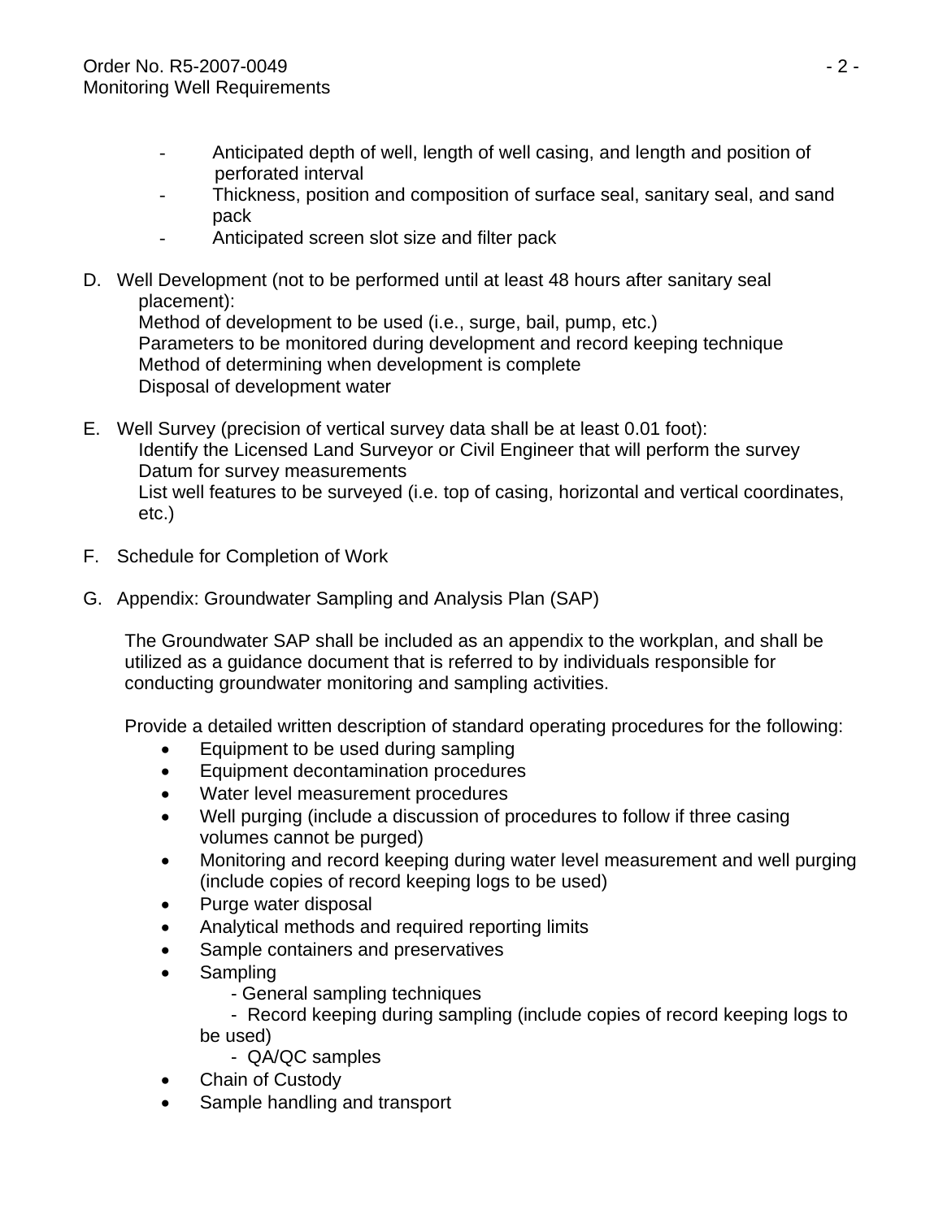- Anticipated depth of well, length of well casing, and length and position of perforated interval
- Thickness, position and composition of surface seal, sanitary seal, and sand pack
- Anticipated screen slot size and filter pack

D. Well Development (not to be performed until at least 48 hours after sanitary seal placement):
   Method of development to be used (i.e., surge, bail, pump, etc.)
   Parameters to be monitored during development and record keeping technique
   Method of determining when development is complete
   Disposal of development water

E. Well Survey (precision of vertical survey data shall be at least 0.01 foot):
   Identify the Licensed Land Surveyor or Civil Engineer that will perform the survey
   Datum for survey measurements
   List well features to be surveyed (i.e. top of casing, horizontal and vertical coordinates, etc.)

F. Schedule for Completion of Work

G. Appendix: Groundwater Sampling and Analysis Plan (SAP)

   The Groundwater SAP shall be included as an appendix to the workplan, and shall be utilized as a guidance document that is referred to by individuals responsible for conducting groundwater monitoring and sampling activities.

   Provide a detailed written description of standard operating procedures for the following:

   - Equipment to be used during sampling
   - Equipment decontamination procedures
   - Water level measurement procedures
   - Well purging (include a discussion of procedures to follow if three casing volumes cannot be purged)
   - Monitoring and record keeping during water level measurement and well purging (include copies of record keeping logs to be used)
   - Purge water disposal
   - Analytical methods and required reporting limits
   - Sample containers and preservatives
   - Sampling
     - General sampling techniques
     - Record keeping during sampling (include copies of record keeping logs to be used)
     - QA/QC samples
   - Chain of Custody
   - Sample handling and transport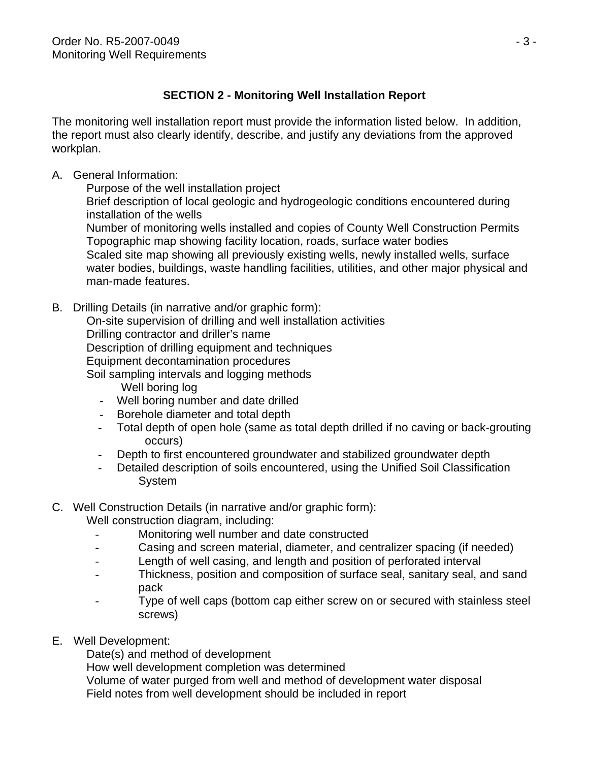## SECTION 2 - Monitoring Well Installation Report

The monitoring well installation report must provide the information listed below. In addition, the report must also clearly identify, describe, and justify any deviations from the approved workplan.

A. General Information:

Purpose of the well installation project
Brief description of local geologic and hydrogeologic conditions encountered during installation of the wells
Number of monitoring wells installed and copies of County Well Construction Permits
Topographic map showing facility location, roads, surface water bodies
Scaled site map showing all previously existing wells, newly installed wells, surface water bodies, buildings, waste handling facilities, utilities, and other major physical and man-made features.

B. Drilling Details (in narrative and/or graphic form):

On-site supervision of drilling and well installation activities
Drilling contractor and driller's name
Description of drilling equipment and techniques
Equipment decontamination procedures
Soil sampling intervals and logging methods
Well boring log

- Well boring number and date drilled
- Borehole diameter and total depth
- Total depth of open hole (same as total depth drilled if no caving or back-grouting occurs)
- Depth to first encountered groundwater and stabilized groundwater depth
- Detailed description of soils encountered, using the Unified Soil Classification System

C. Well Construction Details (in narrative and/or graphic form):

Well construction diagram, including:

- Monitoring well number and date constructed
- Casing and screen material, diameter, and centralizer spacing (if needed)
- Length of well casing, and length and position of perforated interval
- Thickness, position and composition of surface seal, sanitary seal, and sand pack
- Type of well caps (bottom cap either screw on or secured with stainless steel screws)

E. Well Development:

Date(s) and method of development
How well development completion was determined
Volume of water purged from well and method of development water disposal
Field notes from well development should be included in report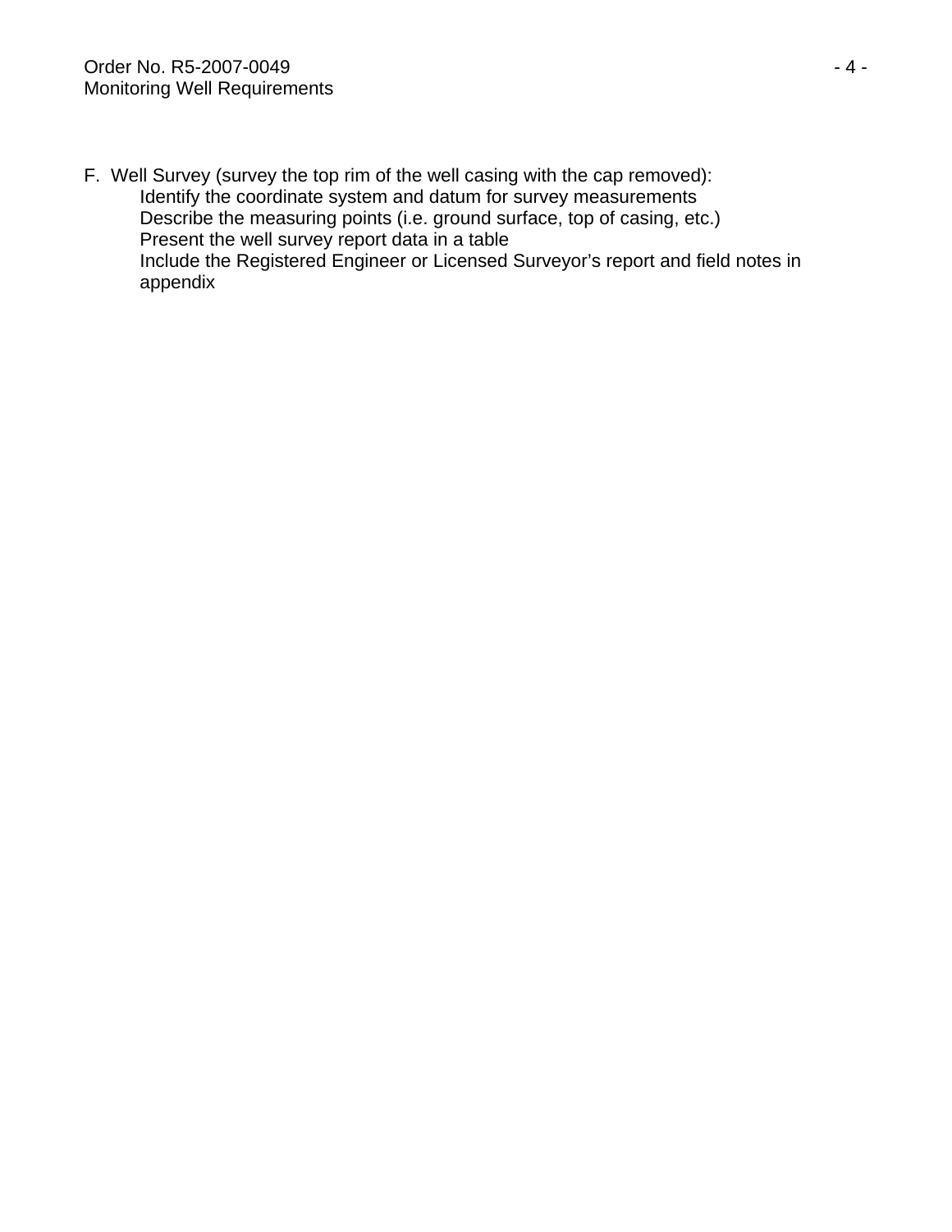F. Well Survey (survey the top rim of the well casing with the cap removed):

Identify the coordinate system and datum for survey measurements
Describe the measuring points (i.e. ground surface, top of casing, etc.)
Present the well survey report data in a table
Include the Registered Engineer or Licensed Surveyor's report and field notes in appendix